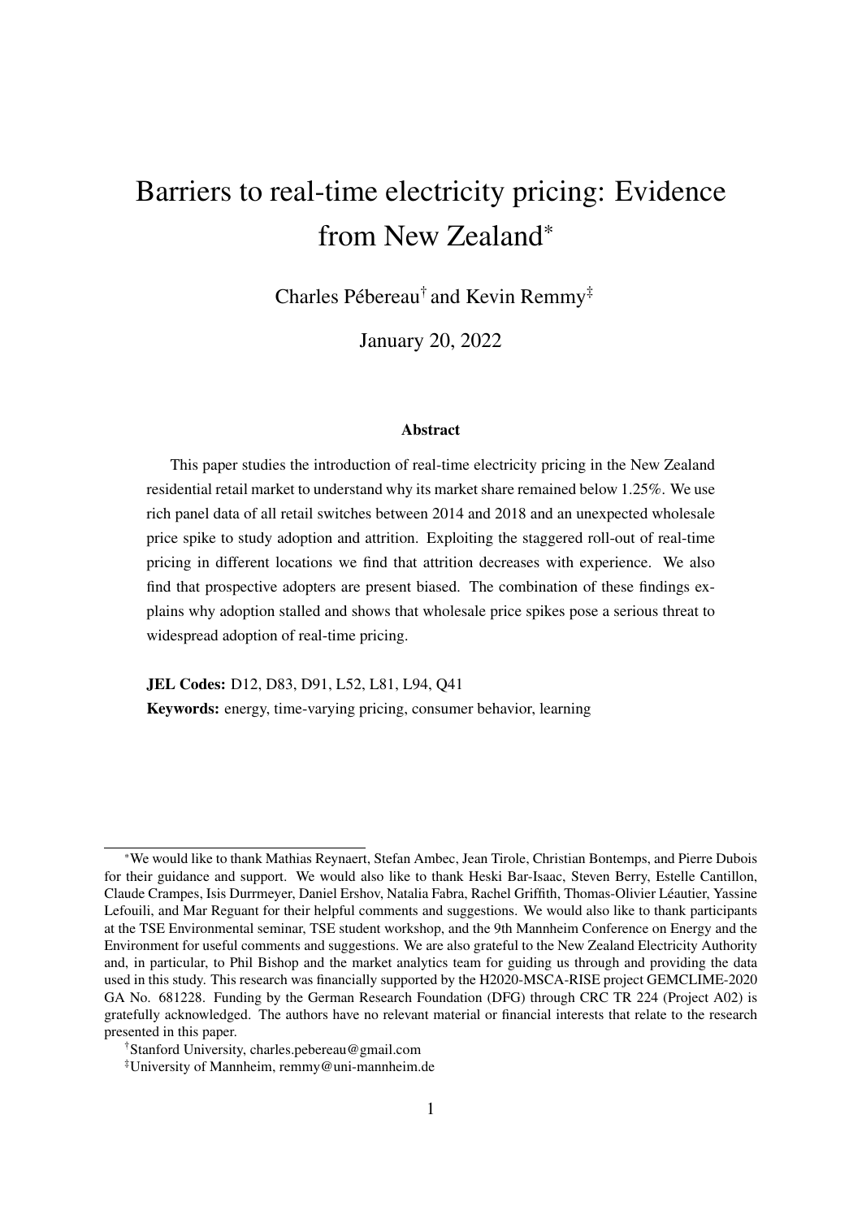# Barriers to real-time electricity pricing: Evidence from New Zealand*

Charles Pébereau[†] and Kevin Remmy[‡]

January 20, 2022

### Abstract

This paper studies the introduction of real-time electricity pricing in the New Zealand residential retail market to understand why its market share remained below 1.25%. We use rich panel data of all retail switches between 2014 and 2018 and an unexpected wholesale price spike to study adoption and attrition. Exploiting the staggered roll-out of real-time pricing in different locations we find that attrition decreases with experience. We also find that prospective adopters are present biased. The combination of these findings explains why adoption stalled and shows that wholesale price spikes pose a serious threat to widespread adoption of real-time pricing.

**JEL Codes:** D12, D83, D91, L52, L81, L94, Q41

**Keywords:** energy, time-varying pricing, consumer behavior, learning

---

*We would like to thank Mathias Reynaert, Stefan Ambec, Jean Tirole, Christian Bontemps, and Pierre Dubois for their guidance and support. We would also like to thank Heski Bar-Isaac, Steven Berry, Estelle Cantillon, Claude Crampes, Isis Durrmeyer, Daniel Ershov, Natalia Fabra, Rachel Griffith, Thomas-Olivier Léautier, Yassine Lefouili, and Mar Reguant for their helpful comments and suggestions. We would also like to thank participants at the TSE Environmental seminar, TSE student workshop, and the 9th Mannheim Conference on Energy and the Environment for useful comments and suggestions. We are also grateful to the New Zealand Electricity Authority and, in particular, to Phil Bishop and the market analytics team for guiding us through and providing the data used in this study. This research was financially supported by the H2020-MSCA-RISE project GEMCLIME-2020 GA No. 681228. Funding by the German Research Foundation (DFG) through CRC TR 224 (Project A02) is gratefully acknowledged. The authors have no relevant material or financial interests that relate to the research presented in this paper.

[†]Stanford University, charles.pebereau@gmail.com

[‡]University of Mannheim, remmy@uni-mannheim.de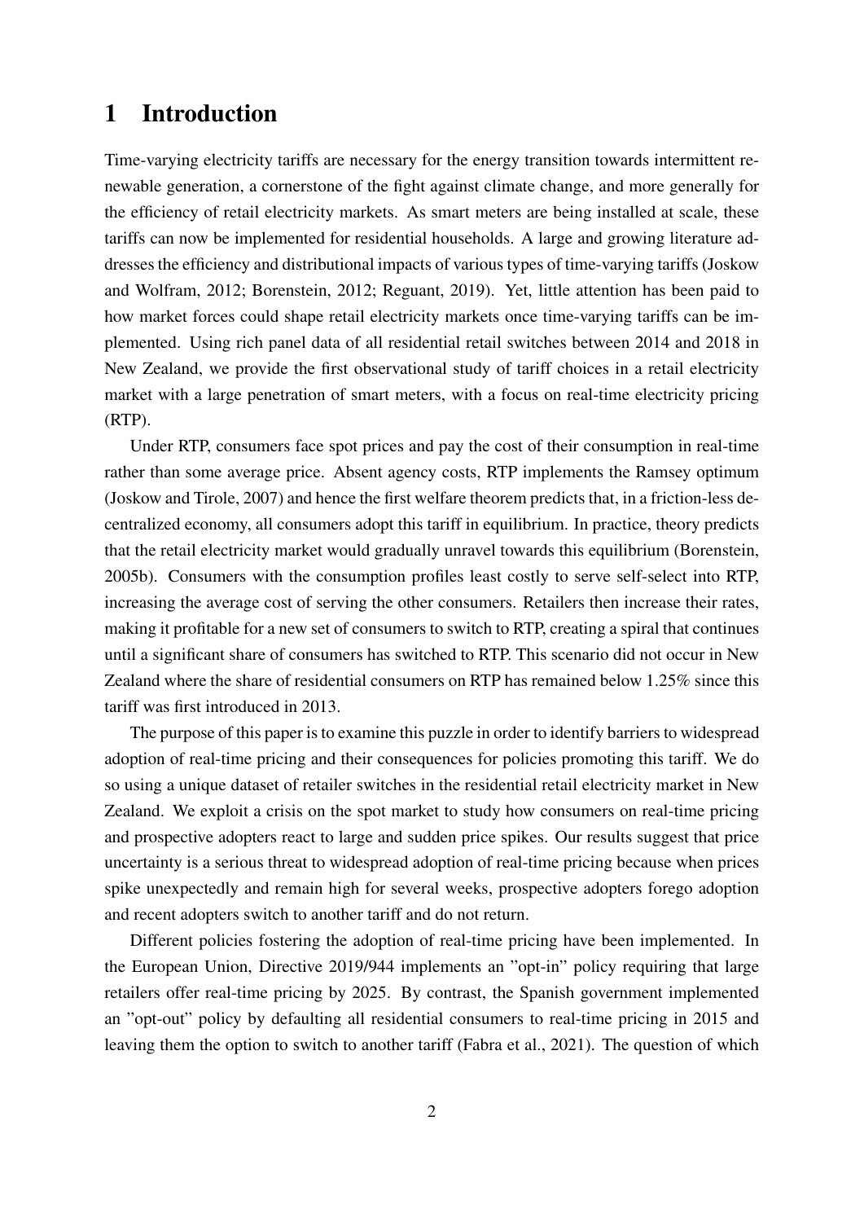# 1 Introduction

Time-varying electricity tariffs are necessary for the energy transition towards intermittent renewable generation, a cornerstone of the fight against climate change, and more generally for the efficiency of retail electricity markets. As smart meters are being installed at scale, these tariffs can now be implemented for residential households. A large and growing literature addresses the efficiency and distributional impacts of various types of time-varying tariffs (Joskow and Wolfram, 2012; Borenstein, 2012; Reguant, 2019). Yet, little attention has been paid to how market forces could shape retail electricity markets once time-varying tariffs can be implemented. Using rich panel data of all residential retail switches between 2014 and 2018 in New Zealand, we provide the first observational study of tariff choices in a retail electricity market with a large penetration of smart meters, with a focus on real-time electricity pricing (RTP).

Under RTP, consumers face spot prices and pay the cost of their consumption in real-time rather than some average price. Absent agency costs, RTP implements the Ramsey optimum (Joskow and Tirole, 2007) and hence the first welfare theorem predicts that, in a friction-less decentralized economy, all consumers adopt this tariff in equilibrium. In practice, theory predicts that the retail electricity market would gradually unravel towards this equilibrium (Borenstein, 2005b). Consumers with the consumption profiles least costly to serve self-select into RTP, increasing the average cost of serving the other consumers. Retailers then increase their rates, making it profitable for a new set of consumers to switch to RTP, creating a spiral that continues until a significant share of consumers has switched to RTP. This scenario did not occur in New Zealand where the share of residential consumers on RTP has remained below 1.25% since this tariff was first introduced in 2013.

The purpose of this paper is to examine this puzzle in order to identify barriers to widespread adoption of real-time pricing and their consequences for policies promoting this tariff. We do so using a unique dataset of retailer switches in the residential retail electricity market in New Zealand. We exploit a crisis on the spot market to study how consumers on real-time pricing and prospective adopters react to large and sudden price spikes. Our results suggest that price uncertainty is a serious threat to widespread adoption of real-time pricing because when prices spike unexpectedly and remain high for several weeks, prospective adopters forego adoption and recent adopters switch to another tariff and do not return.

Different policies fostering the adoption of real-time pricing have been implemented. In the European Union, Directive 2019/944 implements an "opt-in" policy requiring that large retailers offer real-time pricing by 2025. By contrast, the Spanish government implemented an "opt-out" policy by defaulting all residential consumers to real-time pricing in 2015 and leaving them the option to switch to another tariff (Fabra et al., 2021). The question of which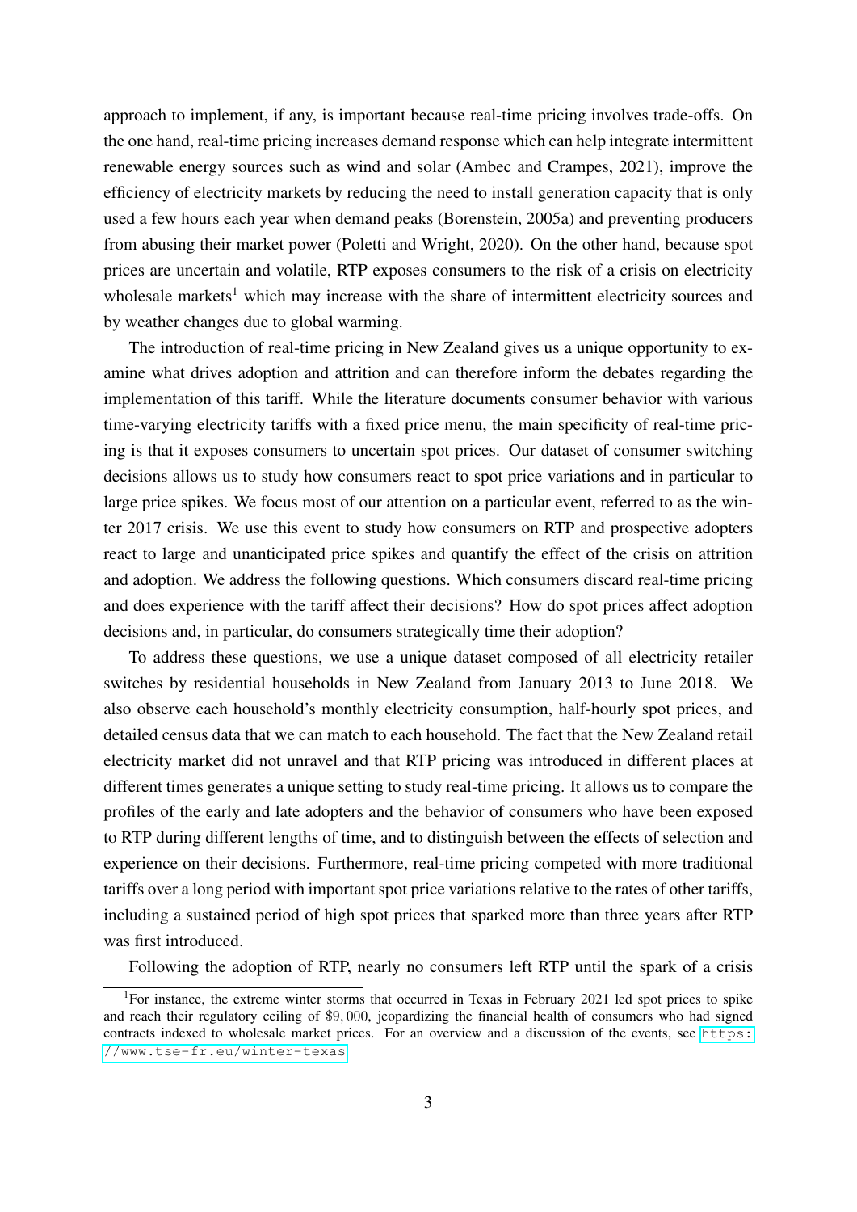approach to implement, if any, is important because real-time pricing involves trade-offs. On the one hand, real-time pricing increases demand response which can help integrate intermittent renewable energy sources such as wind and solar (Ambec and Crampes, 2021), improve the efficiency of electricity markets by reducing the need to install generation capacity that is only used a few hours each year when demand peaks (Borenstein, 2005a) and preventing producers from abusing their market power (Poletti and Wright, 2020). On the other hand, because spot prices are uncertain and volatile, RTP exposes consumers to the risk of a crisis on electricity wholesale markets[1] which may increase with the share of intermittent electricity sources and by weather changes due to global warming.

The introduction of real-time pricing in New Zealand gives us a unique opportunity to examine what drives adoption and attrition and can therefore inform the debates regarding the implementation of this tariff. While the literature documents consumer behavior with various time-varying electricity tariffs with a fixed price menu, the main specificity of real-time pricing is that it exposes consumers to uncertain spot prices. Our dataset of consumer switching decisions allows us to study how consumers react to spot price variations and in particular to large price spikes. We focus most of our attention on a particular event, referred to as the winter 2017 crisis. We use this event to study how consumers on RTP and prospective adopters react to large and unanticipated price spikes and quantify the effect of the crisis on attrition and adoption. We address the following questions. Which consumers discard real-time pricing and does experience with the tariff affect their decisions? How do spot prices affect adoption decisions and, in particular, do consumers strategically time their adoption?

To address these questions, we use a unique dataset composed of all electricity retailer switches by residential households in New Zealand from January 2013 to June 2018. We also observe each household's monthly electricity consumption, half-hourly spot prices, and detailed census data that we can match to each household. The fact that the New Zealand retail electricity market did not unravel and that RTP pricing was introduced in different places at different times generates a unique setting to study real-time pricing. It allows us to compare the profiles of the early and late adopters and the behavior of consumers who have been exposed to RTP during different lengths of time, and to distinguish between the effects of selection and experience on their decisions. Furthermore, real-time pricing competed with more traditional tariffs over a long period with important spot price variations relative to the rates of other tariffs, including a sustained period of high spot prices that sparked more than three years after RTP was first introduced.

Following the adoption of RTP, nearly no consumers left RTP until the spark of a crisis

[1] For instance, the extreme winter storms that occurred in Texas in February 2021 led spot prices to spike and reach their regulatory ceiling of $9,000, jeopardizing the financial health of consumers who had signed contracts indexed to wholesale market prices. For an overview and a discussion of the events, see https://www.tse-fr.eu/winter-texas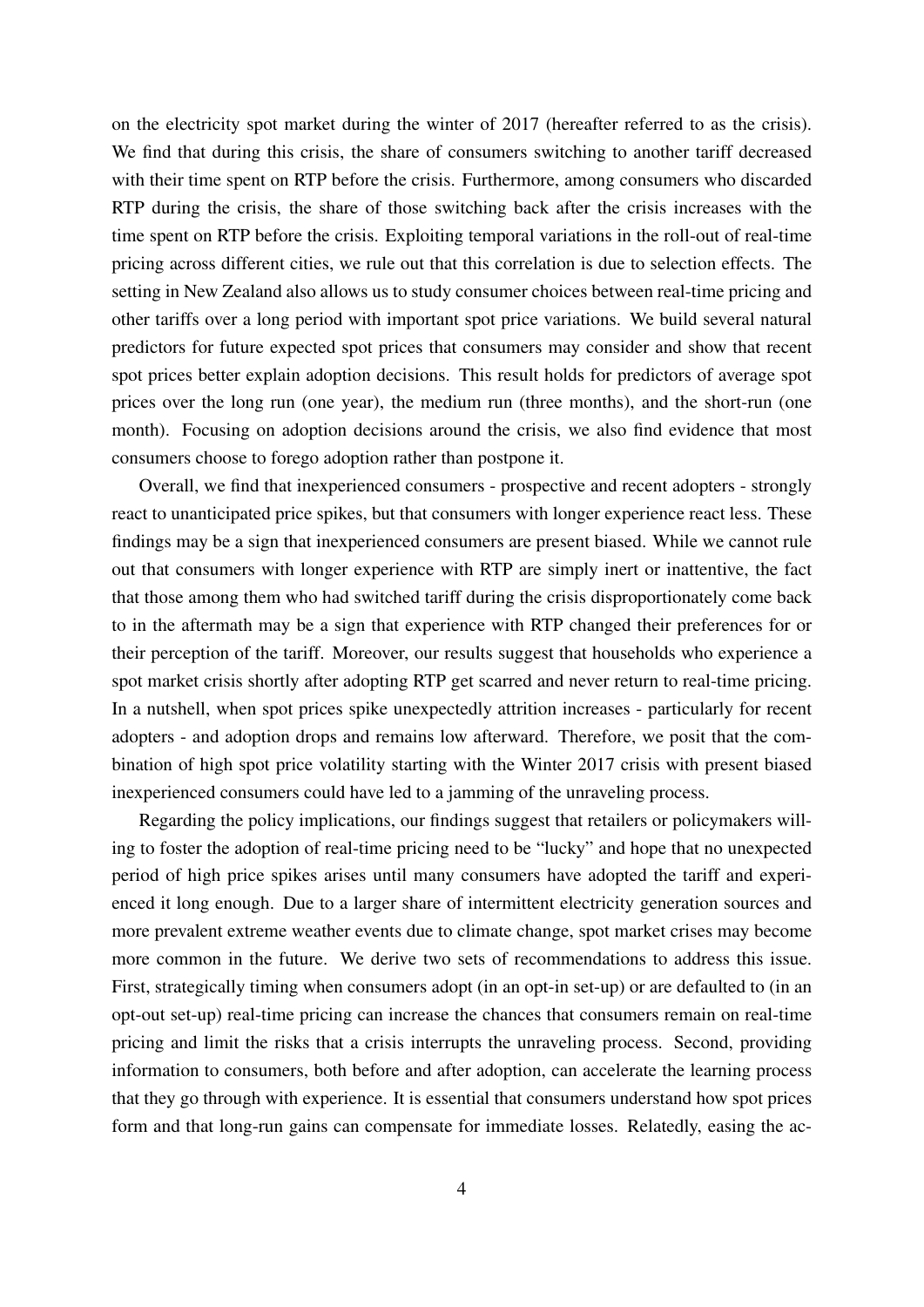on the electricity spot market during the winter of 2017 (hereafter referred to as the crisis). We find that during this crisis, the share of consumers switching to another tariff decreased with their time spent on RTP before the crisis. Furthermore, among consumers who discarded RTP during the crisis, the share of those switching back after the crisis increases with the time spent on RTP before the crisis. Exploiting temporal variations in the roll-out of real-time pricing across different cities, we rule out that this correlation is due to selection effects. The setting in New Zealand also allows us to study consumer choices between real-time pricing and other tariffs over a long period with important spot price variations. We build several natural predictors for future expected spot prices that consumers may consider and show that recent spot prices better explain adoption decisions. This result holds for predictors of average spot prices over the long run (one year), the medium run (three months), and the short-run (one month). Focusing on adoption decisions around the crisis, we also find evidence that most consumers choose to forego adoption rather than postpone it.

Overall, we find that inexperienced consumers - prospective and recent adopters - strongly react to unanticipated price spikes, but that consumers with longer experience react less. These findings may be a sign that inexperienced consumers are present biased. While we cannot rule out that consumers with longer experience with RTP are simply inert or inattentive, the fact that those among them who had switched tariff during the crisis disproportionately come back to in the aftermath may be a sign that experience with RTP changed their preferences for or their perception of the tariff. Moreover, our results suggest that households who experience a spot market crisis shortly after adopting RTP get scarred and never return to real-time pricing. In a nutshell, when spot prices spike unexpectedly attrition increases - particularly for recent adopters - and adoption drops and remains low afterward. Therefore, we posit that the combination of high spot price volatility starting with the Winter 2017 crisis with present biased inexperienced consumers could have led to a jamming of the unraveling process.

Regarding the policy implications, our findings suggest that retailers or policymakers willing to foster the adoption of real-time pricing need to be "lucky" and hope that no unexpected period of high price spikes arises until many consumers have adopted the tariff and experienced it long enough. Due to a larger share of intermittent electricity generation sources and more prevalent extreme weather events due to climate change, spot market crises may become more common in the future. We derive two sets of recommendations to address this issue. First, strategically timing when consumers adopt (in an opt-in set-up) or are defaulted to (in an opt-out set-up) real-time pricing can increase the chances that consumers remain on real-time pricing and limit the risks that a crisis interrupts the unraveling process. Second, providing information to consumers, both before and after adoption, can accelerate the learning process that they go through with experience. It is essential that consumers understand how spot prices form and that long-run gains can compensate for immediate losses. Relatedly, easing the ac-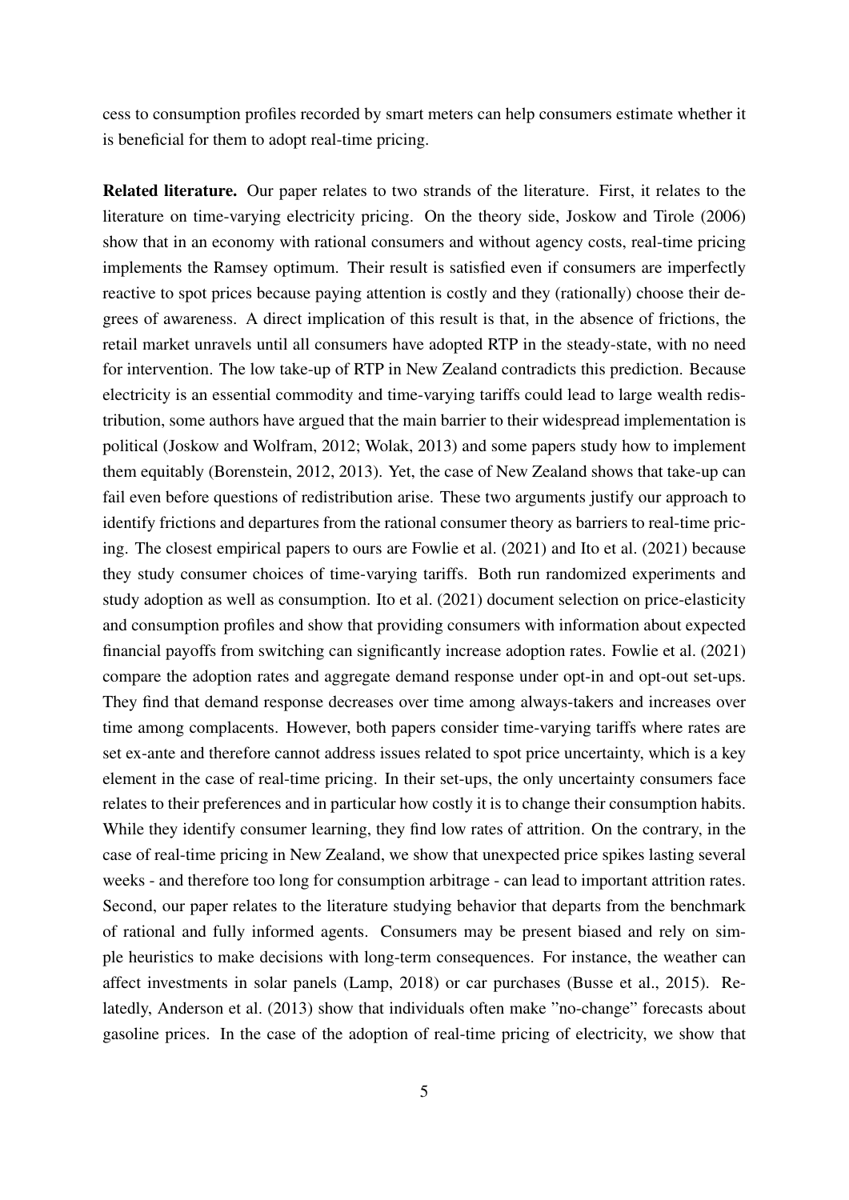cess to consumption profiles recorded by smart meters can help consumers estimate whether it is beneficial for them to adopt real-time pricing.

**Related literature.** Our paper relates to two strands of the literature. First, it relates to the literature on time-varying electricity pricing. On the theory side, Joskow and Tirole (2006) show that in an economy with rational consumers and without agency costs, real-time pricing implements the Ramsey optimum. Their result is satisfied even if consumers are imperfectly reactive to spot prices because paying attention is costly and they (rationally) choose their degrees of awareness. A direct implication of this result is that, in the absence of frictions, the retail market unravels until all consumers have adopted RTP in the steady-state, with no need for intervention. The low take-up of RTP in New Zealand contradicts this prediction. Because electricity is an essential commodity and time-varying tariffs could lead to large wealth redistribution, some authors have argued that the main barrier to their widespread implementation is political (Joskow and Wolfram, 2012; Wolak, 2013) and some papers study how to implement them equitably (Borenstein, 2012, 2013). Yet, the case of New Zealand shows that take-up can fail even before questions of redistribution arise. These two arguments justify our approach to identify frictions and departures from the rational consumer theory as barriers to real-time pricing. The closest empirical papers to ours are Fowlie et al. (2021) and Ito et al. (2021) because they study consumer choices of time-varying tariffs. Both run randomized experiments and study adoption as well as consumption. Ito et al. (2021) document selection on price-elasticity and consumption profiles and show that providing consumers with information about expected financial payoffs from switching can significantly increase adoption rates. Fowlie et al. (2021) compare the adoption rates and aggregate demand response under opt-in and opt-out set-ups. They find that demand response decreases over time among always-takers and increases over time among complacents. However, both papers consider time-varying tariffs where rates are set ex-ante and therefore cannot address issues related to spot price uncertainty, which is a key element in the case of real-time pricing. In their set-ups, the only uncertainty consumers face relates to their preferences and in particular how costly it is to change their consumption habits. While they identify consumer learning, they find low rates of attrition. On the contrary, in the case of real-time pricing in New Zealand, we show that unexpected price spikes lasting several weeks - and therefore too long for consumption arbitrage - can lead to important attrition rates. Second, our paper relates to the literature studying behavior that departs from the benchmark of rational and fully informed agents. Consumers may be present biased and rely on simple heuristics to make decisions with long-term consequences. For instance, the weather can affect investments in solar panels (Lamp, 2018) or car purchases (Busse et al., 2015). Relatedly, Anderson et al. (2013) show that individuals often make "no-change" forecasts about gasoline prices. In the case of the adoption of real-time pricing of electricity, we show that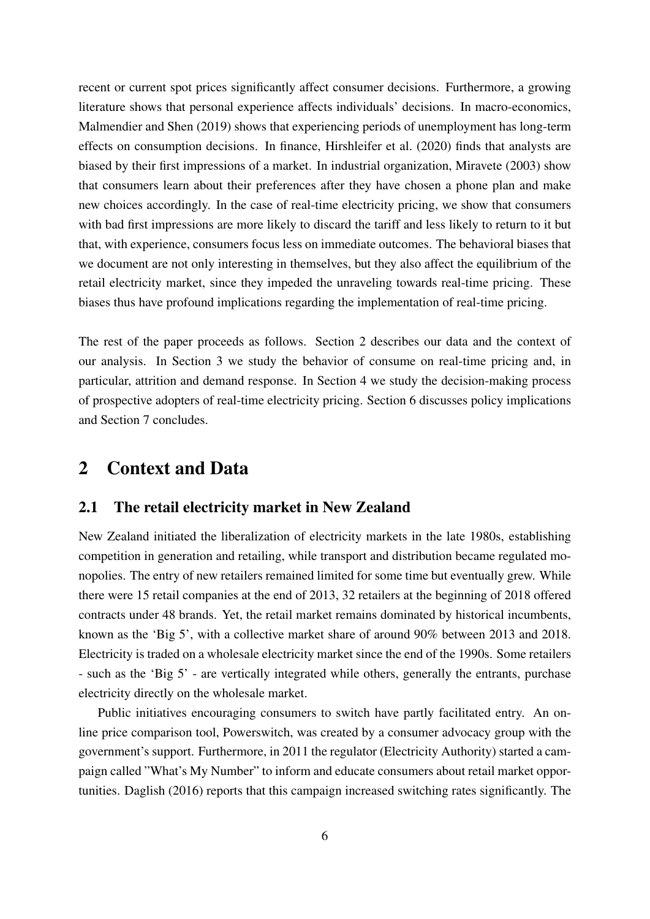recent or current spot prices significantly affect consumer decisions. Furthermore, a growing literature shows that personal experience affects individuals' decisions. In macro-economics, Malmendier and Shen (2019) shows that experiencing periods of unemployment has long-term effects on consumption decisions. In finance, Hirshleifer et al. (2020) finds that analysts are biased by their first impressions of a market. In industrial organization, Miravete (2003) show that consumers learn about their preferences after they have chosen a phone plan and make new choices accordingly. In the case of real-time electricity pricing, we show that consumers with bad first impressions are more likely to discard the tariff and less likely to return to it but that, with experience, consumers focus less on immediate outcomes. The behavioral biases that we document are not only interesting in themselves, but they also affect the equilibrium of the retail electricity market, since they impeded the unraveling towards real-time pricing. These biases thus have profound implications regarding the implementation of real-time pricing.

The rest of the paper proceeds as follows. Section 2 describes our data and the context of our analysis. In Section 3 we study the behavior of consume on real-time pricing and, in particular, attrition and demand response. In Section 4 we study the decision-making process of prospective adopters of real-time electricity pricing. Section 6 discusses policy implications and Section 7 concludes.

## 2 Context and Data

### 2.1 The retail electricity market in New Zealand

New Zealand initiated the liberalization of electricity markets in the late 1980s, establishing competition in generation and retailing, while transport and distribution became regulated monopolies. The entry of new retailers remained limited for some time but eventually grew. While there were 15 retail companies at the end of 2013, 32 retailers at the beginning of 2018 offered contracts under 48 brands. Yet, the retail market remains dominated by historical incumbents, known as the 'Big 5', with a collective market share of around 90% between 2013 and 2018. Electricity is traded on a wholesale electricity market since the end of the 1990s. Some retailers - such as the 'Big 5' - are vertically integrated while others, generally the entrants, purchase electricity directly on the wholesale market.

Public initiatives encouraging consumers to switch have partly facilitated entry. An online price comparison tool, Powerswitch, was created by a consumer advocacy group with the government's support. Furthermore, in 2011 the regulator (Electricity Authority) started a campaign called "What's My Number" to inform and educate consumers about retail market opportunities. Daglish (2016) reports that this campaign increased switching rates significantly. The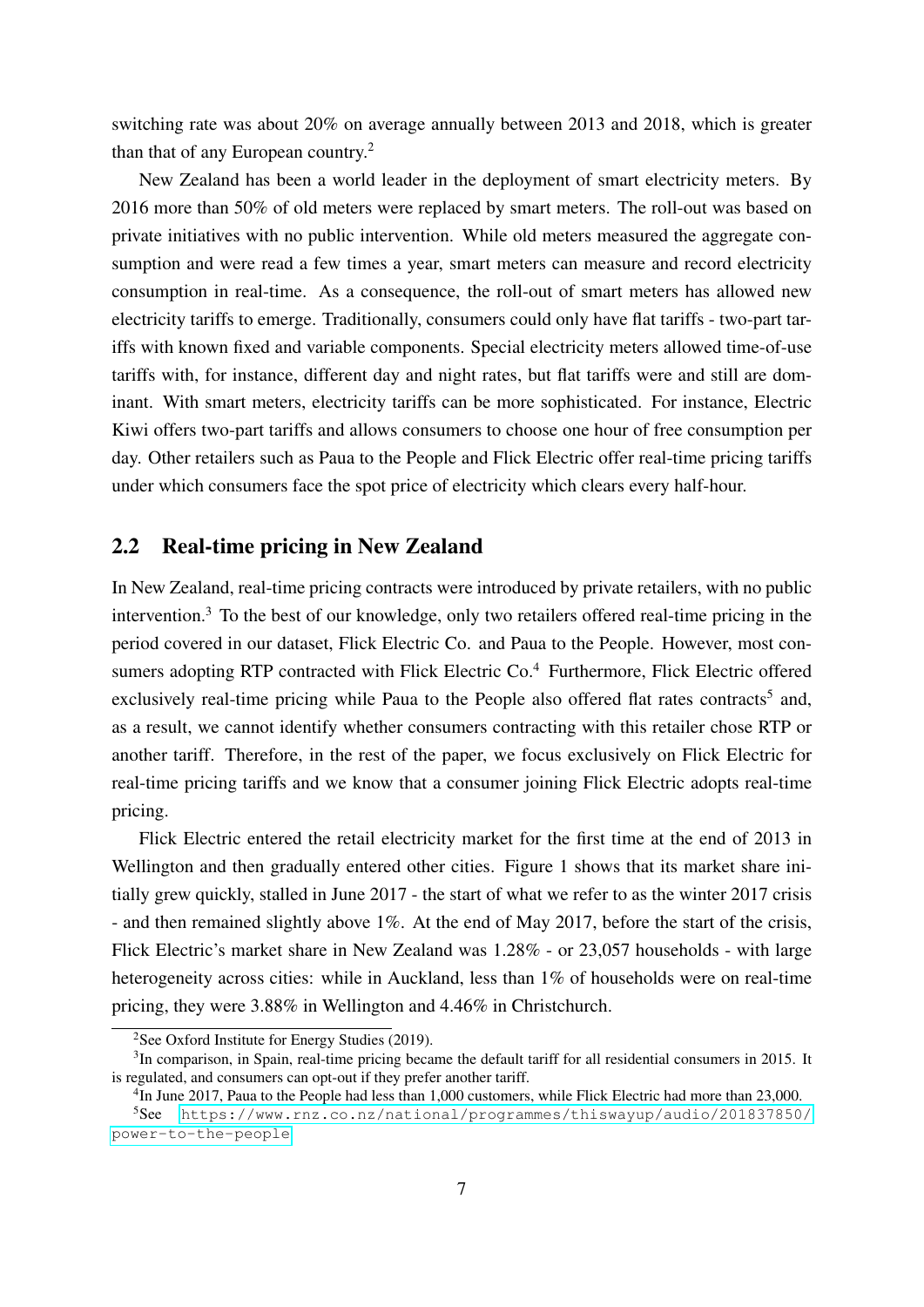switching rate was about 20% on average annually between 2013 and 2018, which is greater than that of any European country.[2]

New Zealand has been a world leader in the deployment of smart electricity meters. By 2016 more than 50% of old meters were replaced by smart meters. The roll-out was based on private initiatives with no public intervention. While old meters measured the aggregate consumption and were read a few times a year, smart meters can measure and record electricity consumption in real-time. As a consequence, the roll-out of smart meters has allowed new electricity tariffs to emerge. Traditionally, consumers could only have flat tariffs - two-part tariffs with known fixed and variable components. Special electricity meters allowed time-of-use tariffs with, for instance, different day and night rates, but flat tariffs were and still are dominant. With smart meters, electricity tariffs can be more sophisticated. For instance, Electric Kiwi offers two-part tariffs and allows consumers to choose one hour of free consumption per day. Other retailers such as Paua to the People and Flick Electric offer real-time pricing tariffs under which consumers face the spot price of electricity which clears every half-hour.

## 2.2 Real-time pricing in New Zealand

In New Zealand, real-time pricing contracts were introduced by private retailers, with no public intervention.[3] To the best of our knowledge, only two retailers offered real-time pricing in the period covered in our dataset, Flick Electric Co. and Paua to the People. However, most consumers adopting RTP contracted with Flick Electric Co.[4] Furthermore, Flick Electric offered exclusively real-time pricing while Paua to the People also offered flat rates contracts[5] and, as a result, we cannot identify whether consumers contracting with this retailer chose RTP or another tariff. Therefore, in the rest of the paper, we focus exclusively on Flick Electric for real-time pricing tariffs and we know that a consumer joining Flick Electric adopts real-time pricing.

Flick Electric entered the retail electricity market for the first time at the end of 2013 in Wellington and then gradually entered other cities. Figure 1 shows that its market share initially grew quickly, stalled in June 2017 - the start of what we refer to as the winter 2017 crisis - and then remained slightly above 1%. At the end of May 2017, before the start of the crisis, Flick Electric's market share in New Zealand was 1.28% - or 23,057 households - with large heterogeneity across cities: while in Auckland, less than 1% of households were on real-time pricing, they were 3.88% in Wellington and 4.46% in Christchurch.

---

[2] See Oxford Institute for Energy Studies (2019).

[3] In comparison, in Spain, real-time pricing became the default tariff for all residential consumers in 2015. It is regulated, and consumers can opt-out if they prefer another tariff.

[4] In June 2017, Paua to the People had less than 1,000 customers, while Flick Electric had more than 23,000.

[5] See https://www.rnz.co.nz/national/programmes/thiswayup/audio/201837850/power-to-the-people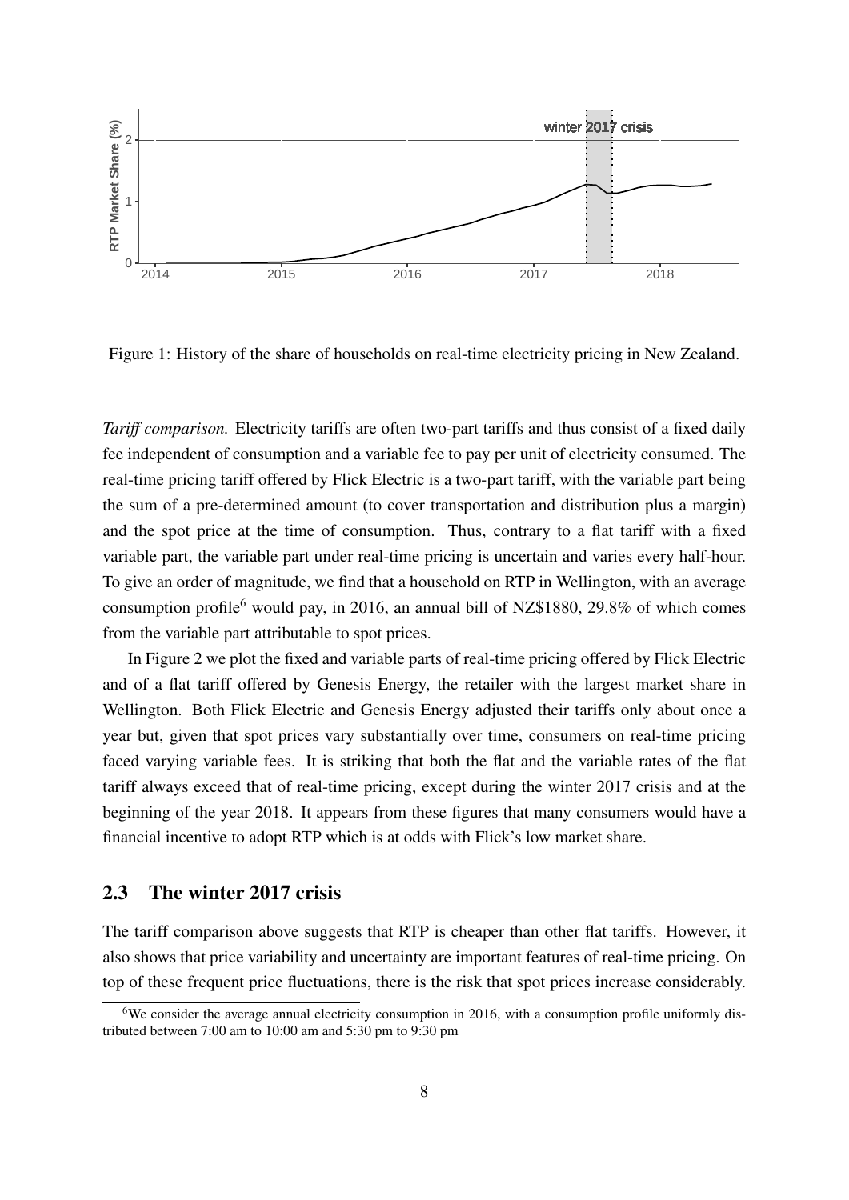Figure 1: History of the share of households on real-time electricity pricing in New Zealand.

*Tariff comparison.* Electricity tariffs are often two-part tariffs and thus consist of a fixed daily fee independent of consumption and a variable fee to pay per unit of electricity consumed. The real-time pricing tariff offered by Flick Electric is a two-part tariff, with the variable part being the sum of a pre-determined amount (to cover transportation and distribution plus a margin) and the spot price at the time of consumption. Thus, contrary to a flat tariff with a fixed variable part, the variable part under real-time pricing is uncertain and varies every half-hour. To give an order of magnitude, we find that a household on RTP in Wellington, with an average consumption profile[6] would pay, in 2016, an annual bill of NZ$1880, 29.8% of which comes from the variable part attributable to spot prices.

In Figure 2 we plot the fixed and variable parts of real-time pricing offered by Flick Electric and of a flat tariff offered by Genesis Energy, the retailer with the largest market share in Wellington. Both Flick Electric and Genesis Energy adjusted their tariffs only about once a year but, given that spot prices vary substantially over time, consumers on real-time pricing faced varying variable fees. It is striking that both the flat and the variable rates of the flat tariff always exceed that of real-time pricing, except during the winter 2017 crisis and at the beginning of the year 2018. It appears from these figures that many consumers would have a financial incentive to adopt RTP which is at odds with Flick's low market share.

## 2.3 The winter 2017 crisis

The tariff comparison above suggests that RTP is cheaper than other flat tariffs. However, it also shows that price variability and uncertainty are important features of real-time pricing. On top of these frequent price fluctuations, there is the risk that spot prices increase considerably.

[6] We consider the average annual electricity consumption in 2016, with a consumption profile uniformly distributed between 7:00 am to 10:00 am and 5:30 pm to 9:30 pm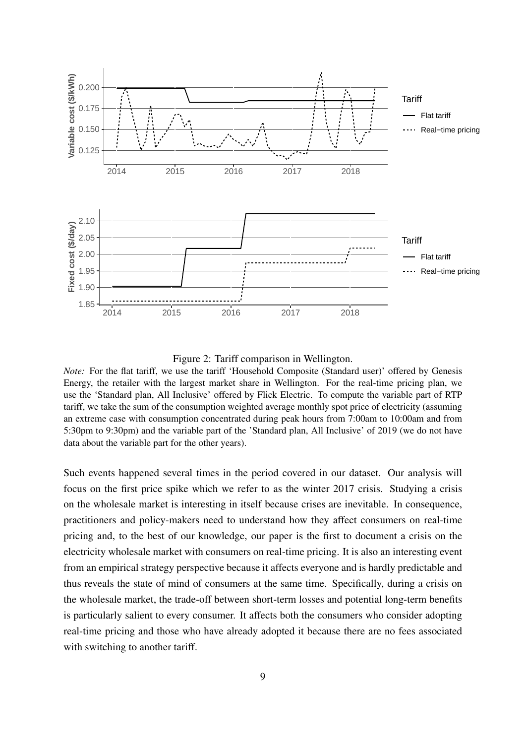Figure 2: Tariff comparison in Wellington.

*Note:* For the flat tariff, we use the tariff 'Household Composite (Standard user)' offered by Genesis Energy, the retailer with the largest market share in Wellington. For the real-time pricing plan, we use the 'Standard plan, All Inclusive' offered by Flick Electric. To compute the variable part of RTP tariff, we take the sum of the consumption weighted average monthly spot price of electricity (assuming an extreme case with consumption concentrated during peak hours from 7:00am to 10:00am and from 5:30pm to 9:30pm) and the variable part of the 'Standard plan, All Inclusive' of 2019 (we do not have data about the variable part for the other years).

Such events happened several times in the period covered in our dataset. Our analysis will focus on the first price spike which we refer to as the winter 2017 crisis. Studying a crisis on the wholesale market is interesting in itself because crises are inevitable. In consequence, practitioners and policy-makers need to understand how they affect consumers on real-time pricing and, to the best of our knowledge, our paper is the first to document a crisis on the electricity wholesale market with consumers on real-time pricing. It is also an interesting event from an empirical strategy perspective because it affects everyone and is hardly predictable and thus reveals the state of mind of consumers at the same time. Specifically, during a crisis on the wholesale market, the trade-off between short-term losses and potential long-term benefits is particularly salient to every consumer. It affects both the consumers who consider adopting real-time pricing and those who have already adopted it because there are no fees associated with switching to another tariff.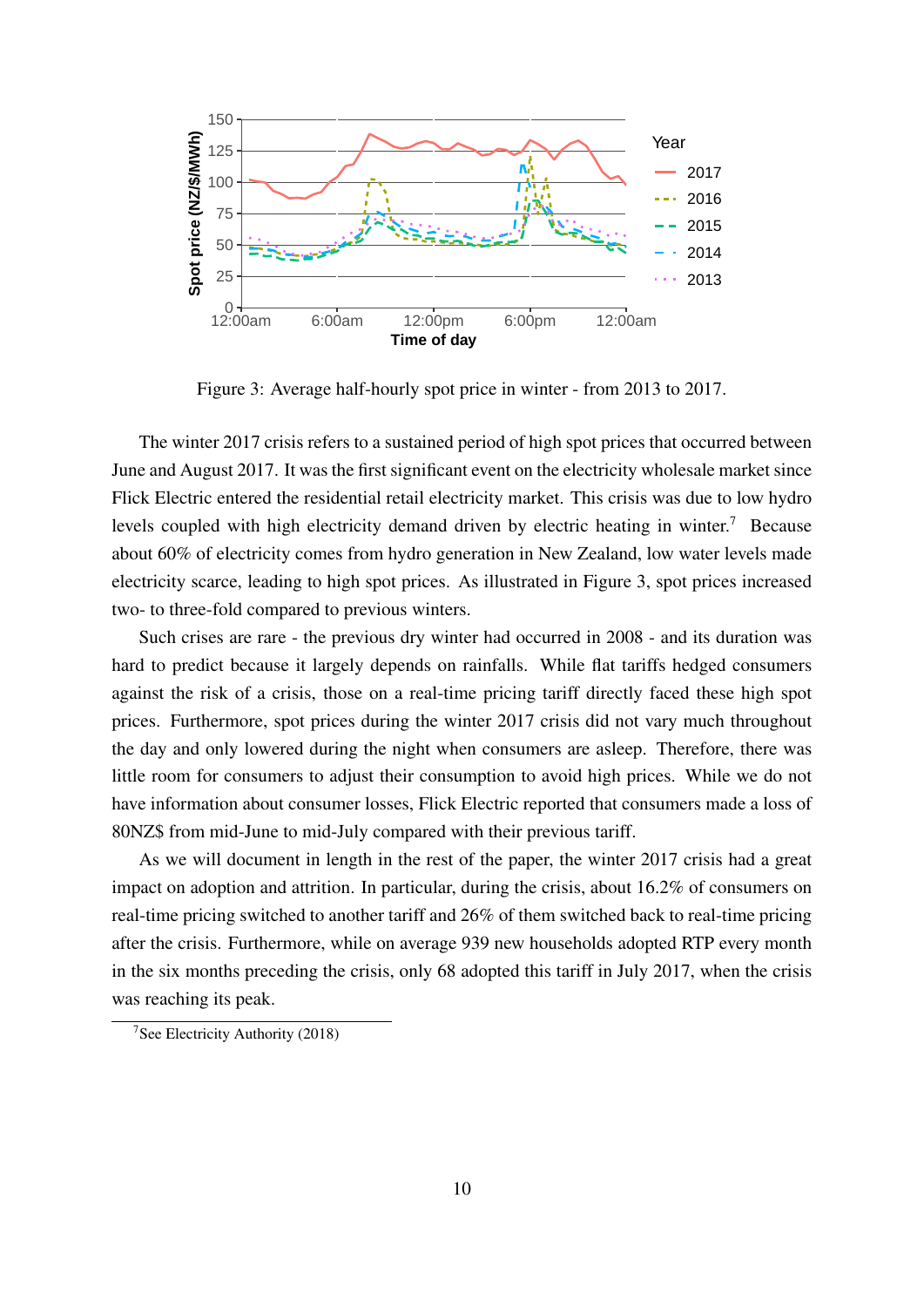Figure 3: Average half-hourly spot price in winter - from 2013 to 2017.

The winter 2017 crisis refers to a sustained period of high spot prices that occurred between June and August 2017. It was the first significant event on the electricity wholesale market since Flick Electric entered the residential retail electricity market. This crisis was due to low hydro levels coupled with high electricity demand driven by electric heating in winter.[7] Because about 60% of electricity comes from hydro generation in New Zealand, low water levels made electricity scarce, leading to high spot prices. As illustrated in Figure 3, spot prices increased two- to three-fold compared to previous winters.

Such crises are rare - the previous dry winter had occurred in 2008 - and its duration was hard to predict because it largely depends on rainfalls. While flat tariffs hedged consumers against the risk of a crisis, those on a real-time pricing tariff directly faced these high spot prices. Furthermore, spot prices during the winter 2017 crisis did not vary much throughout the day and only lowered during the night when consumers are asleep. Therefore, there was little room for consumers to adjust their consumption to avoid high prices. While we do not have information about consumer losses, Flick Electric reported that consumers made a loss of 80NZ$ from mid-June to mid-July compared with their previous tariff.

As we will document in length in the rest of the paper, the winter 2017 crisis had a great impact on adoption and attrition. In particular, during the crisis, about 16.2% of consumers on real-time pricing switched to another tariff and 26% of them switched back to real-time pricing after the crisis. Furthermore, while on average 939 new households adopted RTP every month in the six months preceding the crisis, only 68 adopted this tariff in July 2017, when the crisis was reaching its peak.

[7] See Electricity Authority (2018)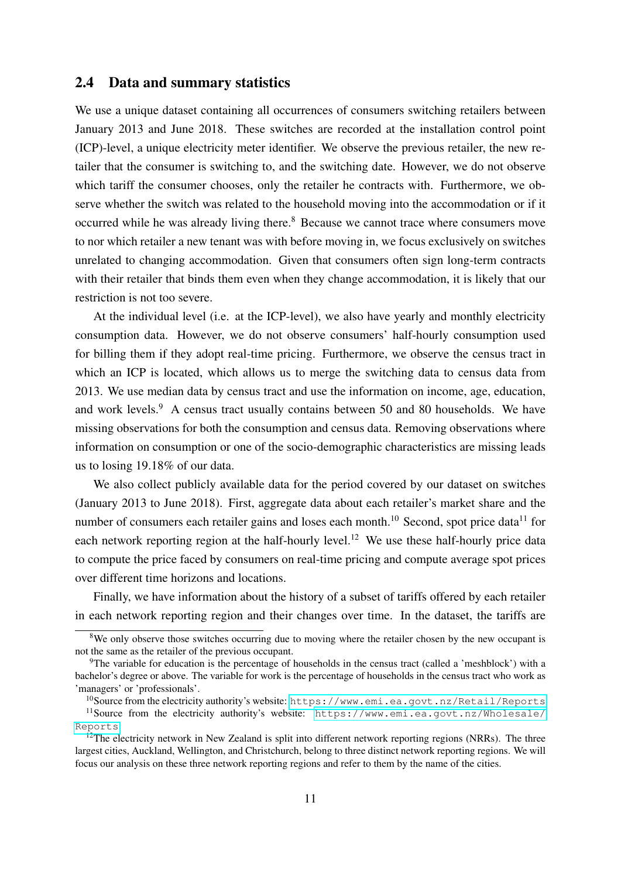## 2.4 Data and summary statistics

We use a unique dataset containing all occurrences of consumers switching retailers between January 2013 and June 2018. These switches are recorded at the installation control point (ICP)-level, a unique electricity meter identifier. We observe the previous retailer, the new retailer that the consumer is switching to, and the switching date. However, we do not observe which tariff the consumer chooses, only the retailer he contracts with. Furthermore, we observe whether the switch was related to the household moving into the accommodation or if it occurred while he was already living there.[8] Because we cannot trace where consumers move to nor which retailer a new tenant was with before moving in, we focus exclusively on switches unrelated to changing accommodation. Given that consumers often sign long-term contracts with their retailer that binds them even when they change accommodation, it is likely that our restriction is not too severe.

At the individual level (i.e. at the ICP-level), we also have yearly and monthly electricity consumption data. However, we do not observe consumers' half-hourly consumption used for billing them if they adopt real-time pricing. Furthermore, we observe the census tract in which an ICP is located, which allows us to merge the switching data to census data from 2013. We use median data by census tract and use the information on income, age, education, and work levels.[9] A census tract usually contains between 50 and 80 households. We have missing observations for both the consumption and census data. Removing observations where information on consumption or one of the socio-demographic characteristics are missing leads us to losing 19.18% of our data.

We also collect publicly available data for the period covered by our dataset on switches (January 2013 to June 2018). First, aggregate data about each retailer's market share and the number of consumers each retailer gains and loses each month.[10] Second, spot price data[11] for each network reporting region at the half-hourly level.[12] We use these half-hourly price data to compute the price faced by consumers on real-time pricing and compute average spot prices over different time horizons and locations.

Finally, we have information about the history of a subset of tariffs offered by each retailer in each network reporting region and their changes over time. In the dataset, the tariffs are

---

[8] We only observe those switches occurring due to moving where the retailer chosen by the new occupant is not the same as the retailer of the previous occupant.

[9] The variable for education is the percentage of households in the census tract (called a 'meshblock') with a bachelor's degree or above. The variable for work is the percentage of households in the census tract who work as 'managers' or 'professionals'.

[10] Source from the electricity authority's website: https://www.emi.ea.govt.nz/Retail/Reports

[11] Source from the electricity authority's website: https://www.emi.ea.govt.nz/Wholesale/Reports

[12] The electricity network in New Zealand is split into different network reporting regions (NRRs). The three largest cities, Auckland, Wellington, and Christchurch, belong to three distinct network reporting regions. We will focus our analysis on these three network reporting regions and refer to them by the name of the cities.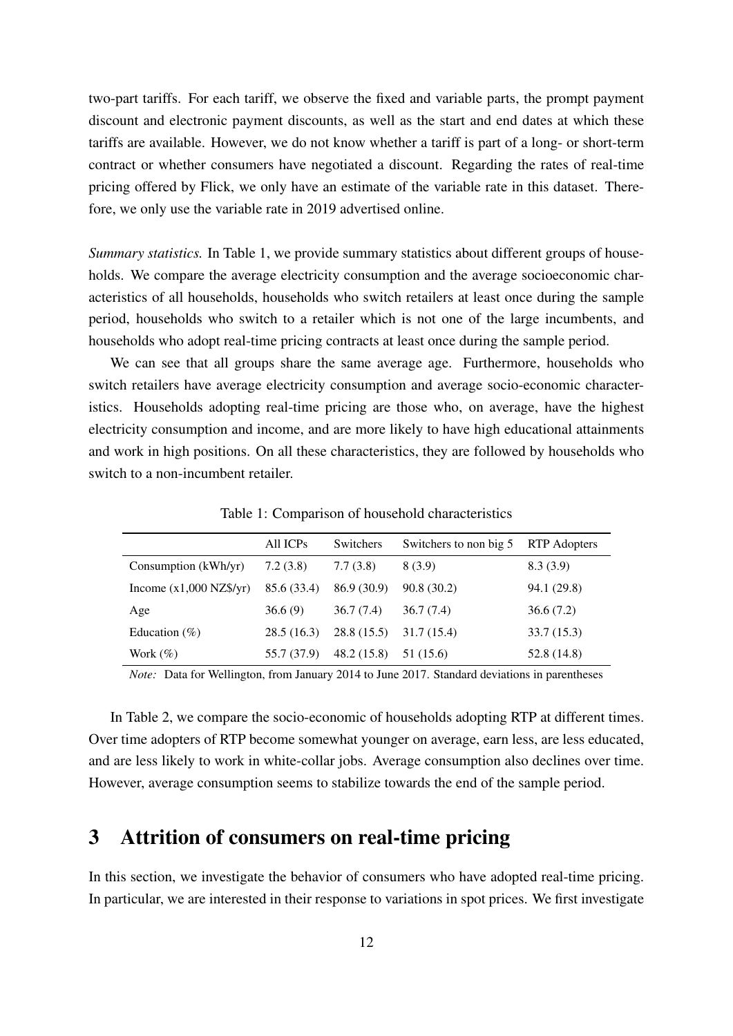two-part tariffs. For each tariff, we observe the fixed and variable parts, the prompt payment discount and electronic payment discounts, as well as the start and end dates at which these tariffs are available. However, we do not know whether a tariff is part of a long- or short-term contract or whether consumers have negotiated a discount. Regarding the rates of real-time pricing offered by Flick, we only have an estimate of the variable rate in this dataset. Therefore, we only use the variable rate in 2019 advertised online.

*Summary statistics.* In Table 1, we provide summary statistics about different groups of households. We compare the average electricity consumption and the average socioeconomic characteristics of all households, households who switch retailers at least once during the sample period, households who switch to a retailer which is not one of the large incumbents, and households who adopt real-time pricing contracts at least once during the sample period.

We can see that all groups share the same average age. Furthermore, households who switch retailers have average electricity consumption and average socio-economic characteristics. Households adopting real-time pricing are those who, on average, have the highest electricity consumption and income, and are more likely to have high educational attainments and work in high positions. On all these characteristics, they are followed by households who switch to a non-incumbent retailer.

Table 1: Comparison of household characteristics

| | All ICPs | Switchers | Switchers to non big 5 | RTP Adopters |
|---|---|---|---|---|
| Consumption (kWh/yr) | 7.2 (3.8) | 7.7 (3.8) | 8 (3.9) | 8.3 (3.9) |
| Income (x1,000 NZ$/yr) | 85.6 (33.4) | 86.9 (30.9) | 90.8 (30.2) | 94.1 (29.8) |
| Age | 36.6 (9) | 36.7 (7.4) | 36.7 (7.4) | 36.6 (7.2) |
| Education (%) | 28.5 (16.3) | 28.8 (15.5) | 31.7 (15.4) | 33.7 (15.3) |
| Work (%) | 55.7 (37.9) | 48.2 (15.8) | 51 (15.6) | 52.8 (14.8) |

*Note:* Data for Wellington, from January 2014 to June 2017. Standard deviations in parentheses

In Table 2, we compare the socio-economic of households adopting RTP at different times. Over time adopters of RTP become somewhat younger on average, earn less, are less educated, and are less likely to work in white-collar jobs. Average consumption also declines over time. However, average consumption seems to stabilize towards the end of the sample period.

# 3 Attrition of consumers on real-time pricing

In this section, we investigate the behavior of consumers who have adopted real-time pricing. In particular, we are interested in their response to variations in spot prices. We first investigate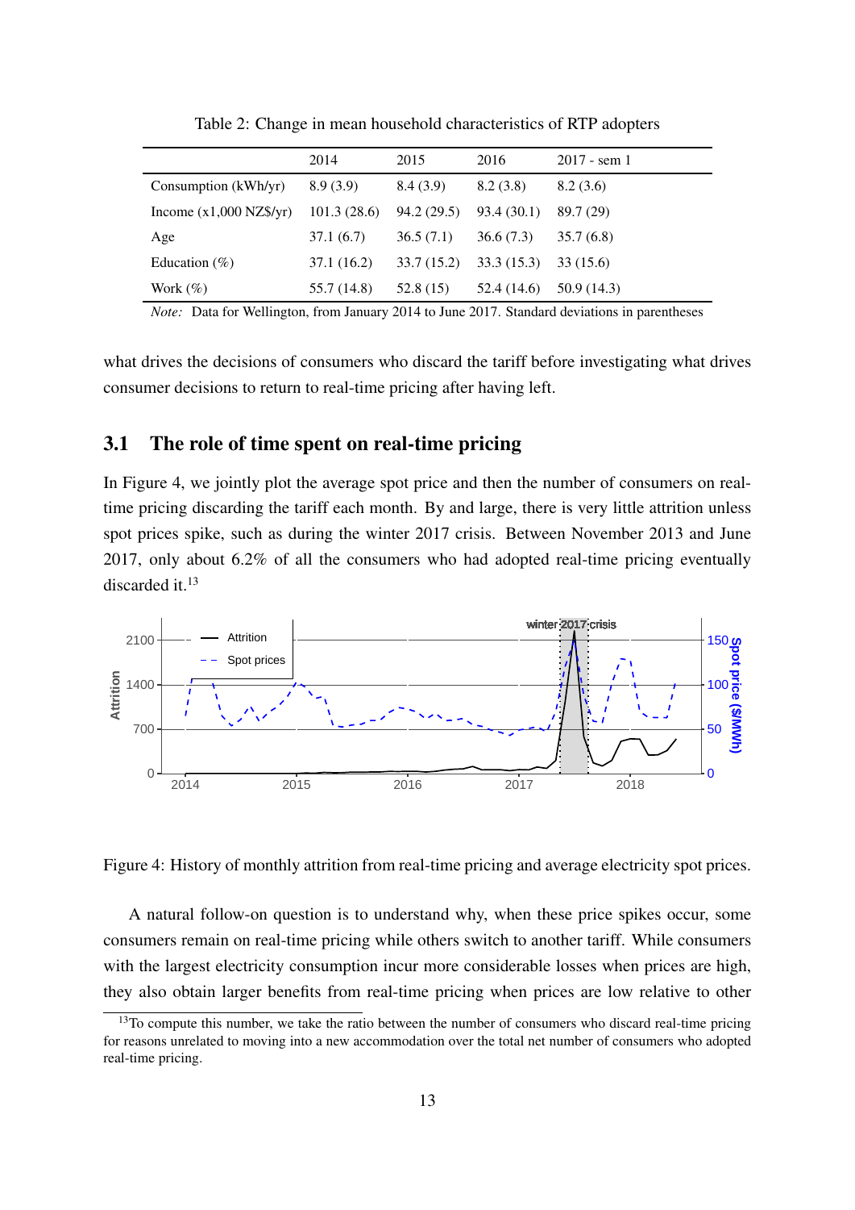Table 2: Change in mean household characteristics of RTP adopters

| | 2014 | 2015 | 2016 | 2017 - sem 1 |
|---|---|---|---|---|
| Consumption (kWh/yr) | 8.9 (3.9) | 8.4 (3.9) | 8.2 (3.8) | 8.2 (3.6) |
| Income (x1,000 NZ$/yr) | 101.3 (28.6) | 94.2 (29.5) | 93.4 (30.1) | 89.7 (29) |
| Age | 37.1 (6.7) | 36.5 (7.1) | 36.6 (7.3) | 35.7 (6.8) |
| Education (%) | 37.1 (16.2) | 33.7 (15.2) | 33.3 (15.3) | 33 (15.6) |
| Work (%) | 55.7 (14.8) | 52.8 (15) | 52.4 (14.6) | 50.9 (14.3) |

*Note:* Data for Wellington, from January 2014 to June 2017. Standard deviations in parentheses

what drives the decisions of consumers who discard the tariff before investigating what drives consumer decisions to return to real-time pricing after having left.

## 3.1 The role of time spent on real-time pricing

In Figure 4, we jointly plot the average spot price and then the number of consumers on real-time pricing discarding the tariff each month. By and large, there is very little attrition unless spot prices spike, such as during the winter 2017 crisis. Between November 2013 and June 2017, only about 6.2% of all the consumers who had adopted real-time pricing eventually discarded it.[13]

Figure 4: History of monthly attrition from real-time pricing and average electricity spot prices.

A natural follow-on question is to understand why, when these price spikes occur, some consumers remain on real-time pricing while others switch to another tariff. While consumers with the largest electricity consumption incur more considerable losses when prices are high, they also obtain larger benefits from real-time pricing when prices are low relative to other

[13]To compute this number, we take the ratio between the number of consumers who discard real-time pricing for reasons unrelated to moving into a new accommodation over the total net number of consumers who adopted real-time pricing.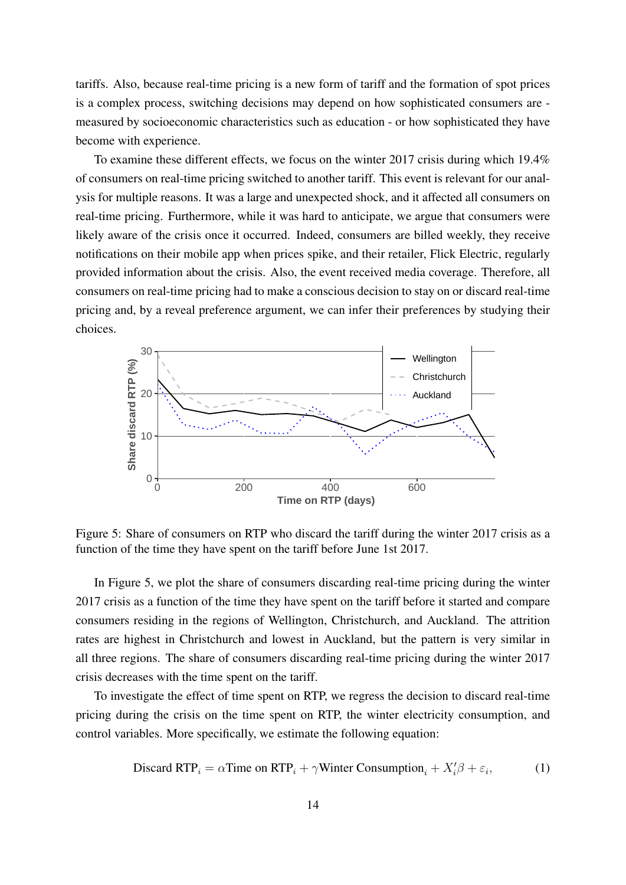tariffs. Also, because real-time pricing is a new form of tariff and the formation of spot prices is a complex process, switching decisions may depend on how sophisticated consumers are - measured by socioeconomic characteristics such as education - or how sophisticated they have become with experience.

To examine these different effects, we focus on the winter 2017 crisis during which 19.4% of consumers on real-time pricing switched to another tariff. This event is relevant for our analysis for multiple reasons. It was a large and unexpected shock, and it affected all consumers on real-time pricing. Furthermore, while it was hard to anticipate, we argue that consumers were likely aware of the crisis once it occurred. Indeed, consumers are billed weekly, they receive notifications on their mobile app when prices spike, and their retailer, Flick Electric, regularly provided information about the crisis. Also, the event received media coverage. Therefore, all consumers on real-time pricing had to make a conscious decision to stay on or discard real-time pricing and, by a reveal preference argument, we can infer their preferences by studying their choices.

Figure 5: Share of consumers on RTP who discard the tariff during the winter 2017 crisis as a function of the time they have spent on the tariff before June 1st 2017.

In Figure 5, we plot the share of consumers discarding real-time pricing during the winter 2017 crisis as a function of the time they have spent on the tariff before it started and compare consumers residing in the regions of Wellington, Christchurch, and Auckland. The attrition rates are highest in Christchurch and lowest in Auckland, but the pattern is very similar in all three regions. The share of consumers discarding real-time pricing during the winter 2017 crisis decreases with the time spent on the tariff.

To investigate the effect of time spent on RTP, we regress the decision to discard real-time pricing during the crisis on the time spent on RTP, the winter electricity consumption, and control variables. More specifically, we estimate the following equation:

$$\text{Discard RTP}_i = \alpha \text{Time on RTP}_i + \gamma \text{Winter Consumption}_i + X_i'\beta + \varepsilon_i, \tag{1}$$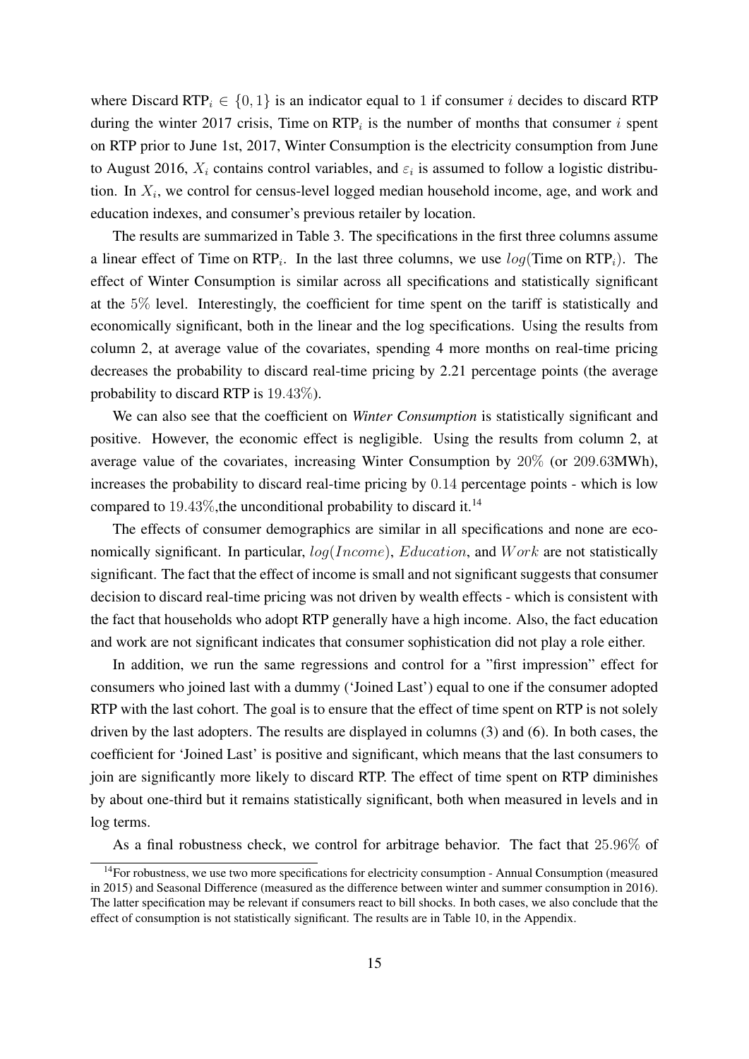where Discard $\text{RTP}_i \in \{0, 1\}$ is an indicator equal to 1 if consumer $i$ decides to discard RTP during the winter 2017 crisis, Time on $\text{RTP}_i$ is the number of months that consumer $i$ spent on RTP prior to June 1st, 2017, Winter Consumption is the electricity consumption from June to August 2016, $X_i$ contains control variables, and $\varepsilon_i$ is assumed to follow a logistic distribution. In $X_i$, we control for census-level logged median household income, age, and work and education indexes, and consumer's previous retailer by location.

The results are summarized in Table 3. The specifications in the first three columns assume a linear effect of Time on $\text{RTP}_i$. In the last three columns, we use $log(\text{Time on RTP}_i)$. The effect of Winter Consumption is similar across all specifications and statistically significant at the $5\%$ level. Interestingly, the coefficient for time spent on the tariff is statistically and economically significant, both in the linear and the log specifications. Using the results from column 2, at average value of the covariates, spending 4 more months on real-time pricing decreases the probability to discard real-time pricing by 2.21 percentage points (the average probability to discard RTP is $19.43\%$).

We can also see that the coefficient on *Winter Consumption* is statistically significant and positive. However, the economic effect is negligible. Using the results from column 2, at average value of the covariates, increasing Winter Consumption by $20\%$ (or $209.63$MWh), increases the probability to discard real-time pricing by $0.14$ percentage points - which is low compared to $19.43\%$,the unconditional probability to discard it.[14]

The effects of consumer demographics are similar in all specifications and none are economically significant. In particular, $log(Income)$, $Education$, and $Work$ are not statistically significant. The fact that the effect of income is small and not significant suggests that consumer decision to discard real-time pricing was not driven by wealth effects - which is consistent with the fact that households who adopt RTP generally have a high income. Also, the fact education and work are not significant indicates that consumer sophistication did not play a role either.

In addition, we run the same regressions and control for a "first impression" effect for consumers who joined last with a dummy ('Joined Last') equal to one if the consumer adopted RTP with the last cohort. The goal is to ensure that the effect of time spent on RTP is not solely driven by the last adopters. The results are displayed in columns (3) and (6). In both cases, the coefficient for 'Joined Last' is positive and significant, which means that the last consumers to join are significantly more likely to discard RTP. The effect of time spent on RTP diminishes by about one-third but it remains statistically significant, both when measured in levels and in log terms.

As a final robustness check, we control for arbitrage behavior. The fact that $25.96\%$ of

[14] For robustness, we use two more specifications for electricity consumption - Annual Consumption (measured in 2015) and Seasonal Difference (measured as the difference between winter and summer consumption in 2016). The latter specification may be relevant if consumers react to bill shocks. In both cases, we also conclude that the effect of consumption is not statistically significant. The results are in Table 10, in the Appendix.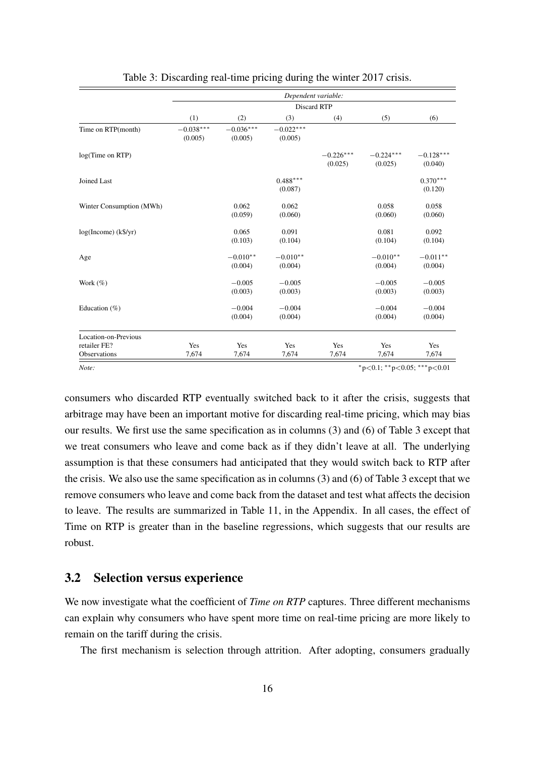Table 3: Discarding real-time pricing during the winter 2017 crisis.

| | *Dependent variable:* | | | | | |
|---|---|---|---|---|---|---|
| | Discard RTP | | | | | |
| | (1) | (2) | (3) | (4) | (5) | (6) |
| Time on RTP(month) | $-0.038^{***}$ | $-0.036^{***}$ | $-0.022^{***}$ | | | |
| | (0.005) | (0.005) | (0.005) | | | |
| log(Time on RTP) | | | | $-0.226^{***}$ | $-0.224^{***}$ | $-0.128^{***}$ |
| | | | | (0.025) | (0.025) | (0.040) |
| Joined Last | | | $0.488^{***}$ | | | $0.370^{***}$ |
| | | | (0.087) | | | (0.120) |
| Winter Consumption (MWh) | | 0.062 | 0.062 | | 0.058 | 0.058 |
| | | (0.059) | (0.060) | | (0.060) | (0.060) |
| log(Income) (k$/yr) | | 0.065 | 0.091 | | 0.081 | 0.092 |
| | | (0.103) | (0.104) | | (0.104) | (0.104) |
| Age | | $-0.010^{**}$ | $-0.010^{**}$ | | $-0.010^{**}$ | $-0.011^{**}$ |
| | | (0.004) | (0.004) | | (0.004) | (0.004) |
| Work (%) | | $-0.005$ | $-0.005$ | | $-0.005$ | $-0.005$ |
| | | (0.003) | (0.003) | | (0.003) | (0.003) |
| Education (%) | | $-0.004$ | $-0.004$ | | $-0.004$ | $-0.004$ |
| | | (0.004) | (0.004) | | (0.004) | (0.004) |
| Location-on-Previous retailer FE? | Yes | Yes | Yes | Yes | Yes | Yes |
| Observations | 7,674 | 7,674 | 7,674 | 7,674 | 7,674 | 7,674 |
| *Note:* | | | | | | $^{*}$p<0.1; $^{**}$p<0.05; $^{***}$p<0.01 |

consumers who discarded RTP eventually switched back to it after the crisis, suggests that arbitrage may have been an important motive for discarding real-time pricing, which may bias our results. We first use the same specification as in columns (3) and (6) of Table 3 except that we treat consumers who leave and come back as if they didn't leave at all. The underlying assumption is that these consumers had anticipated that they would switch back to RTP after the crisis. We also use the same specification as in columns (3) and (6) of Table 3 except that we remove consumers who leave and come back from the dataset and test what affects the decision to leave. The results are summarized in Table 11, in the Appendix. In all cases, the effect of Time on RTP is greater than in the baseline regressions, which suggests that our results are robust.

### 3.2 Selection versus experience

We now investigate what the coefficient of *Time on RTP* captures. Three different mechanisms can explain why consumers who have spent more time on real-time pricing are more likely to remain on the tariff during the crisis.

The first mechanism is selection through attrition. After adopting, consumers gradually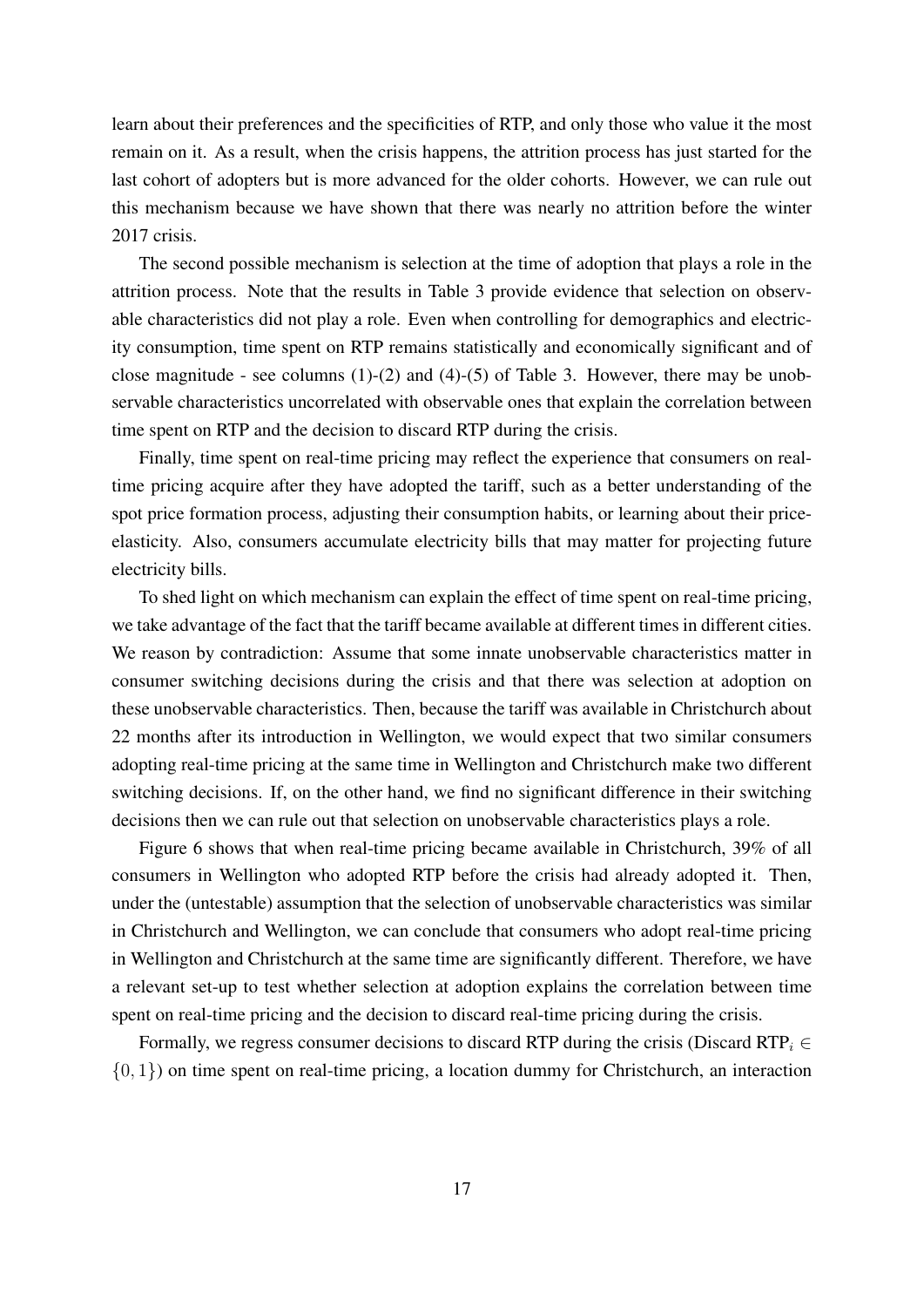learn about their preferences and the specificities of RTP, and only those who value it the most remain on it. As a result, when the crisis happens, the attrition process has just started for the last cohort of adopters but is more advanced for the older cohorts. However, we can rule out this mechanism because we have shown that there was nearly no attrition before the winter 2017 crisis.

The second possible mechanism is selection at the time of adoption that plays a role in the attrition process. Note that the results in Table 3 provide evidence that selection on observable characteristics did not play a role. Even when controlling for demographics and electricity consumption, time spent on RTP remains statistically and economically significant and of close magnitude - see columns (1)-(2) and (4)-(5) of Table 3. However, there may be unobservable characteristics uncorrelated with observable ones that explain the correlation between time spent on RTP and the decision to discard RTP during the crisis.

Finally, time spent on real-time pricing may reflect the experience that consumers on real-time pricing acquire after they have adopted the tariff, such as a better understanding of the spot price formation process, adjusting their consumption habits, or learning about their price-elasticity. Also, consumers accumulate electricity bills that may matter for projecting future electricity bills.

To shed light on which mechanism can explain the effect of time spent on real-time pricing, we take advantage of the fact that the tariff became available at different times in different cities. We reason by contradiction: Assume that some innate unobservable characteristics matter in consumer switching decisions during the crisis and that there was selection at adoption on these unobservable characteristics. Then, because the tariff was available in Christchurch about 22 months after its introduction in Wellington, we would expect that two similar consumers adopting real-time pricing at the same time in Wellington and Christchurch make two different switching decisions. If, on the other hand, we find no significant difference in their switching decisions then we can rule out that selection on unobservable characteristics plays a role.

Figure 6 shows that when real-time pricing became available in Christchurch, 39% of all consumers in Wellington who adopted RTP before the crisis had already adopted it. Then, under the (untestable) assumption that the selection of unobservable characteristics was similar in Christchurch and Wellington, we can conclude that consumers who adopt real-time pricing in Wellington and Christchurch at the same time are significantly different. Therefore, we have a relevant set-up to test whether selection at adoption explains the correlation between time spent on real-time pricing and the decision to discard real-time pricing during the crisis.

Formally, we regress consumer decisions to discard RTP during the crisis (Discard $\text{RTP}_i \in \{0, 1\}$) on time spent on real-time pricing, a location dummy for Christchurch, an interaction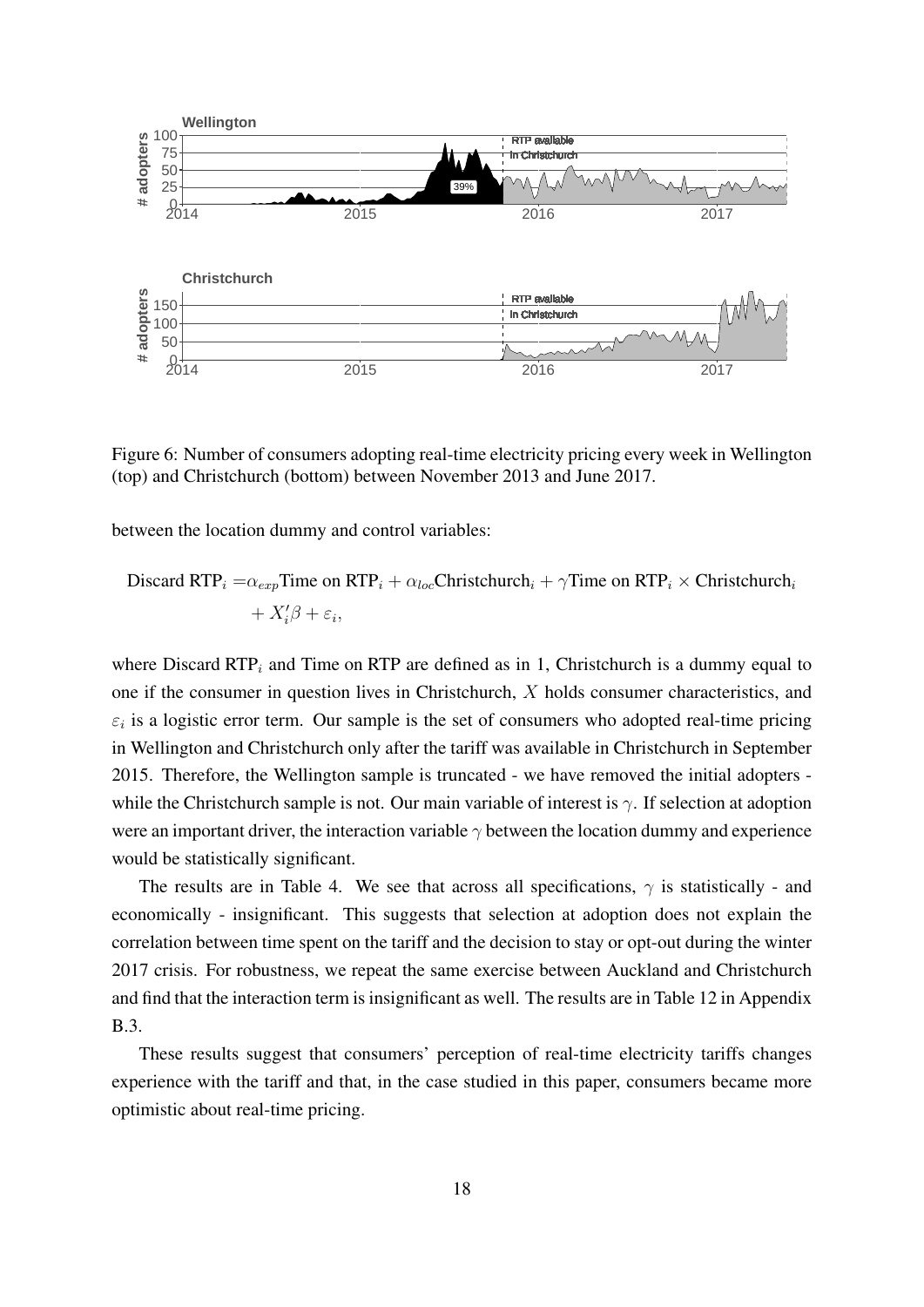Figure 6: Number of consumers adopting real-time electricity pricing every week in Wellington (top) and Christchurch (bottom) between November 2013 and June 2017.

between the location dummy and control variables:

$$\text{Discard RTP}_i = \alpha_{exp}\text{Time on RTP}_i + \alpha_{loc}\text{Christchurch}_i + \gamma\text{Time on RTP}_i \times \text{Christchurch}_i + X_i'\beta + \varepsilon_i,$$

where Discard $\text{RTP}_i$ and Time on RTP are defined as in 1, Christchurch is a dummy equal to one if the consumer in question lives in Christchurch, $X$ holds consumer characteristics, and $\varepsilon_i$ is a logistic error term. Our sample is the set of consumers who adopted real-time pricing in Wellington and Christchurch only after the tariff was available in Christchurch in September 2015. Therefore, the Wellington sample is truncated - we have removed the initial adopters - while the Christchurch sample is not. Our main variable of interest is $\gamma$. If selection at adoption were an important driver, the interaction variable $\gamma$ between the location dummy and experience would be statistically significant.

The results are in Table 4. We see that across all specifications, $\gamma$ is statistically - and economically - insignificant. This suggests that selection at adoption does not explain the correlation between time spent on the tariff and the decision to stay or opt-out during the winter 2017 crisis. For robustness, we repeat the same exercise between Auckland and Christchurch and find that the interaction term is insignificant as well. The results are in Table 12 in Appendix B.3.

These results suggest that consumers' perception of real-time electricity tariffs changes experience with the tariff and that, in the case studied in this paper, consumers became more optimistic about real-time pricing.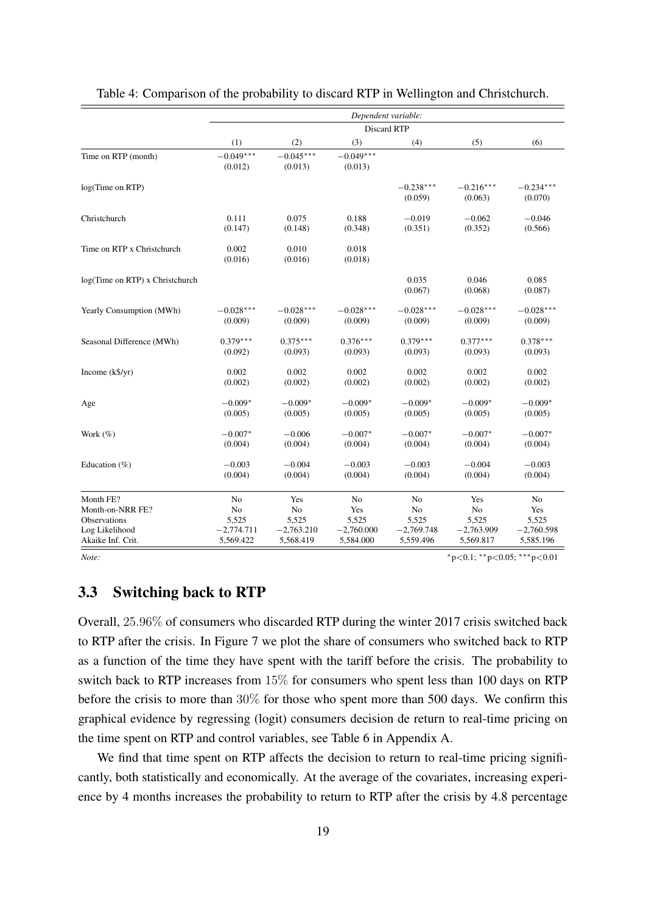Table 4: Comparison of the probability to discard RTP in Wellington and Christchurch.

| | *Dependent variable:* | | | | | |
|---|---|---|---|---|---|---|
| | Discard RTP | | | | | |
| | (1) | (2) | (3) | (4) | (5) | (6) |
| Time on RTP (month) | $-0.049^{***}$ | $-0.045^{***}$ | $-0.049^{***}$ | | | |
| | (0.012) | (0.013) | (0.013) | | | |
| log(Time on RTP) | | | | $-0.238^{***}$ | $-0.216^{***}$ | $-0.234^{***}$ |
| | | | | (0.059) | (0.063) | (0.070) |
| Christchurch | 0.111 | 0.075 | 0.188 | $-0.019$ | $-0.062$ | $-0.046$ |
| | (0.147) | (0.148) | (0.348) | (0.351) | (0.352) | (0.566) |
| Time on RTP x Christchurch | 0.002 | 0.010 | 0.018 | | | |
| | (0.016) | (0.016) | (0.018) | | | |
| log(Time on RTP) x Christchurch | | | | 0.035 | 0.046 | 0.085 |
| | | | | (0.067) | (0.068) | (0.087) |
| Yearly Consumption (MWh) | $-0.028^{***}$ | $-0.028^{***}$ | $-0.028^{***}$ | $-0.028^{***}$ | $-0.028^{***}$ | $-0.028^{***}$ |
| | (0.009) | (0.009) | (0.009) | (0.009) | (0.009) | (0.009) |
| Seasonal Difference (MWh) | $0.379^{***}$ | $0.375^{***}$ | $0.376^{***}$ | $0.379^{***}$ | $0.377^{***}$ | $0.378^{***}$ |
| | (0.092) | (0.093) | (0.093) | (0.093) | (0.093) | (0.093) |
| Income (k$/yr) | 0.002 | 0.002 | 0.002 | 0.002 | 0.002 | 0.002 |
| | (0.002) | (0.002) | (0.002) | (0.002) | (0.002) | (0.002) |
| Age | $-0.009^{*}$ | $-0.009^{*}$ | $-0.009^{*}$ | $-0.009^{*}$ | $-0.009^{*}$ | $-0.009^{*}$ |
| | (0.005) | (0.005) | (0.005) | (0.005) | (0.005) | (0.005) |
| Work (%) | $-0.007^{*}$ | $-0.006$ | $-0.007^{*}$ | $-0.007^{*}$ | $-0.007^{*}$ | $-0.007^{*}$ |
| | (0.004) | (0.004) | (0.004) | (0.004) | (0.004) | (0.004) |
| Education (%) | $-0.003$ | $-0.004$ | $-0.003$ | $-0.003$ | $-0.004$ | $-0.003$ |
| | (0.004) | (0.004) | (0.004) | (0.004) | (0.004) | (0.004) |
| Month FE? | No | Yes | No | No | Yes | No |
| Month-on-NRR FE? | No | No | Yes | No | No | Yes |
| Observations | 5,525 | 5,525 | 5,525 | 5,525 | 5,525 | 5,525 |
| Log Likelihood | $-2,774.711$ | $-2,763.210$ | $-2,760.000$ | $-2,769.748$ | $-2,763.909$ | $-2,760.598$ |
| Akaike Inf. Crit. | 5,569.422 | 5,568.419 | 5,584.000 | 5,559.496 | 5,569.817 | 5,585.196 |

*Note:* $^{*}$p<0.1; $^{**}$p<0.05; $^{***}$p<0.01

## 3.3 Switching back to RTP

Overall, 25.96% of consumers who discarded RTP during the winter 2017 crisis switched back to RTP after the crisis. In Figure 7 we plot the share of consumers who switched back to RTP as a function of the time they have spent with the tariff before the crisis. The probability to switch back to RTP increases from 15% for consumers who spent less than 100 days on RTP before the crisis to more than 30% for those who spent more than 500 days. We confirm this graphical evidence by regressing (logit) consumers decision de return to real-time pricing on the time spent on RTP and control variables, see Table 6 in Appendix A.

We find that time spent on RTP affects the decision to return to real-time pricing significantly, both statistically and economically. At the average of the covariates, increasing experience by 4 months increases the probability to return to RTP after the crisis by 4.8 percentage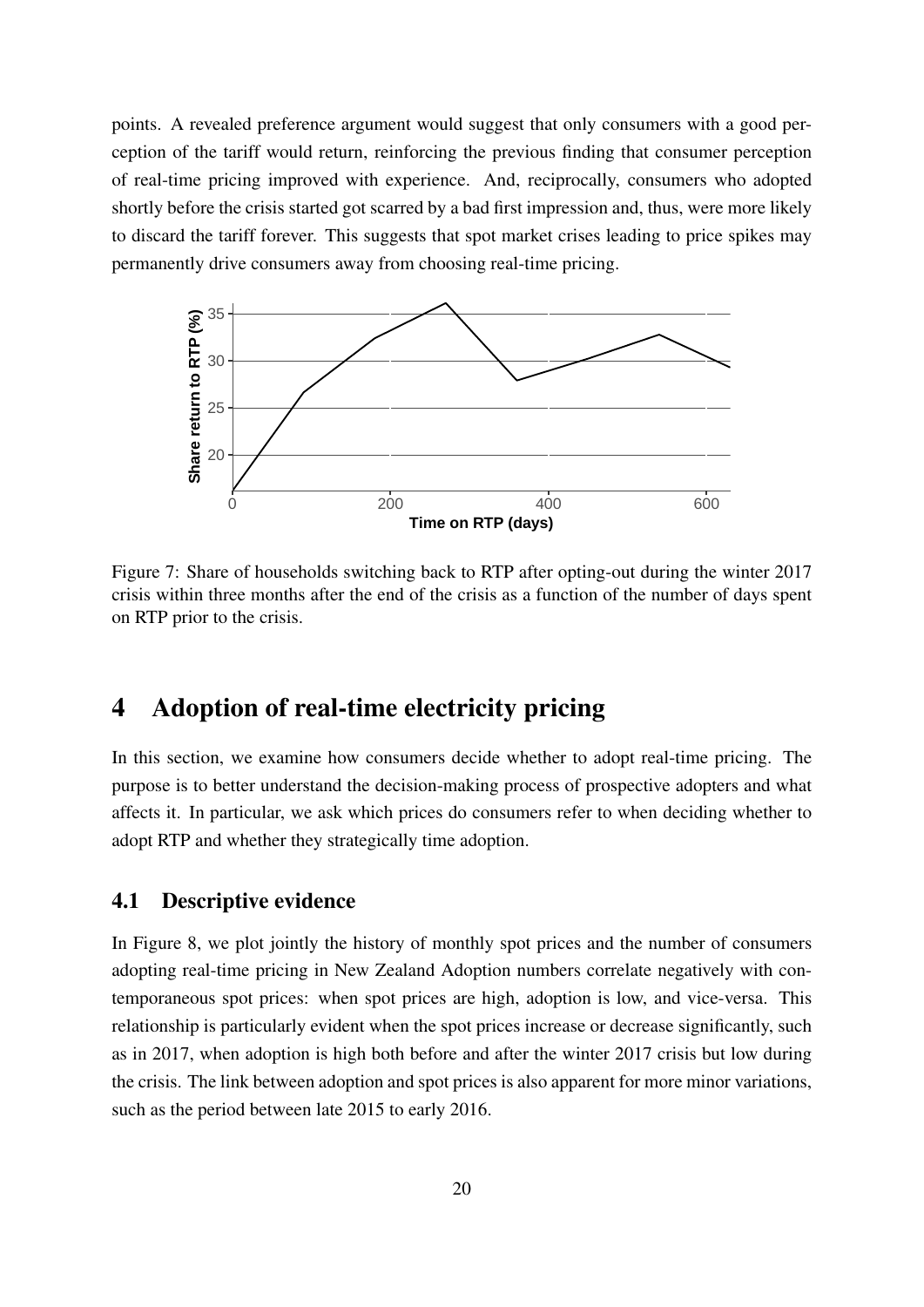points. A revealed preference argument would suggest that only consumers with a good perception of the tariff would return, reinforcing the previous finding that consumer perception of real-time pricing improved with experience. And, reciprocally, consumers who adopted shortly before the crisis started got scarred by a bad first impression and, thus, were more likely to discard the tariff forever. This suggests that spot market crises leading to price spikes may permanently drive consumers away from choosing real-time pricing.

Figure 7: Share of households switching back to RTP after opting-out during the winter 2017 crisis within three months after the end of the crisis as a function of the number of days spent on RTP prior to the crisis.

# 4 Adoption of real-time electricity pricing

In this section, we examine how consumers decide whether to adopt real-time pricing. The purpose is to better understand the decision-making process of prospective adopters and what affects it. In particular, we ask which prices do consumers refer to when deciding whether to adopt RTP and whether they strategically time adoption.

## 4.1 Descriptive evidence

In Figure 8, we plot jointly the history of monthly spot prices and the number of consumers adopting real-time pricing in New Zealand Adoption numbers correlate negatively with contemporaneous spot prices: when spot prices are high, adoption is low, and vice-versa. This relationship is particularly evident when the spot prices increase or decrease significantly, such as in 2017, when adoption is high both before and after the winter 2017 crisis but low during the crisis. The link between adoption and spot prices is also apparent for more minor variations, such as the period between late 2015 to early 2016.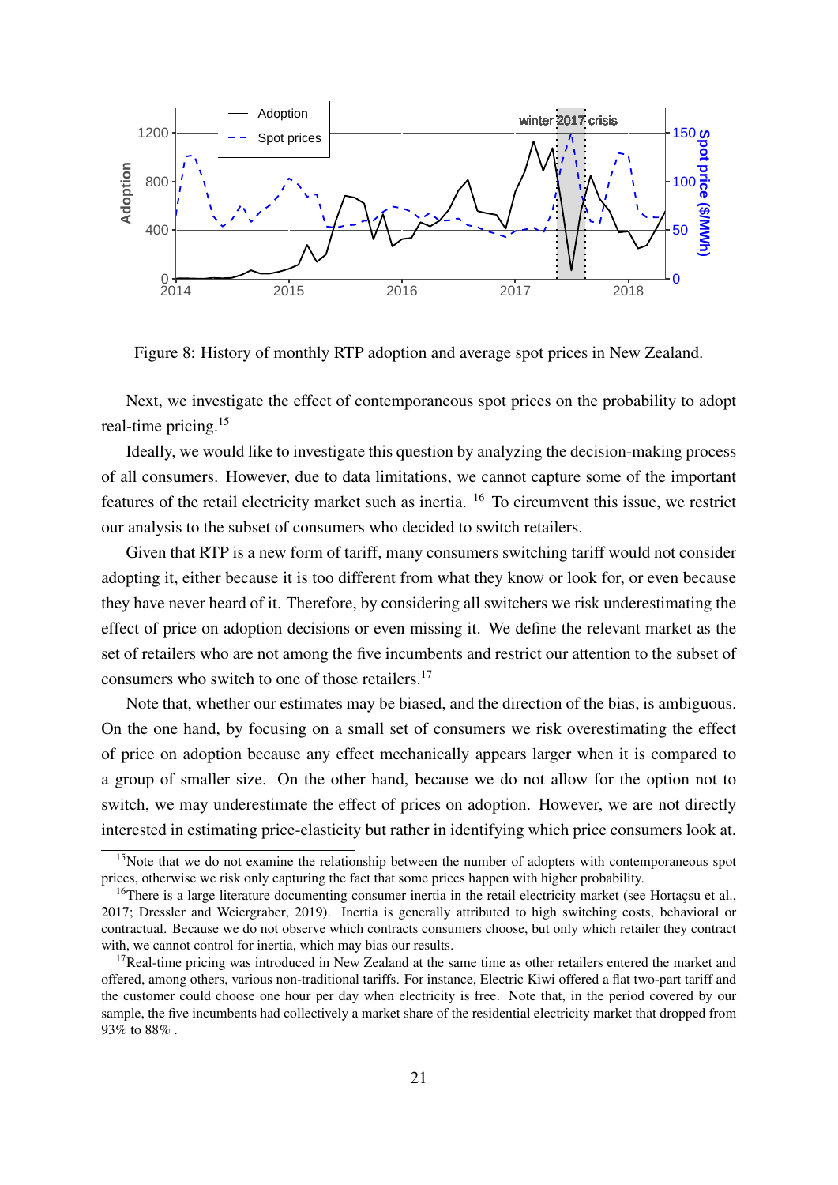Figure 8: History of monthly RTP adoption and average spot prices in New Zealand.

Next, we investigate the effect of contemporaneous spot prices on the probability to adopt real-time pricing.[15]

Ideally, we would like to investigate this question by analyzing the decision-making process of all consumers. However, due to data limitations, we cannot capture some of the important features of the retail electricity market such as inertia. [16] To circumvent this issue, we restrict our analysis to the subset of consumers who decided to switch retailers.

Given that RTP is a new form of tariff, many consumers switching tariff would not consider adopting it, either because it is too different from what they know or look for, or even because they have never heard of it. Therefore, by considering all switchers we risk underestimating the effect of price on adoption decisions or even missing it. We define the relevant market as the set of retailers who are not among the five incumbents and restrict our attention to the subset of consumers who switch to one of those retailers.[17]

Note that, whether our estimates may be biased, and the direction of the bias, is ambiguous. On the one hand, by focusing on a small set of consumers we risk overestimating the effect of price on adoption because any effect mechanically appears larger when it is compared to a group of smaller size. On the other hand, because we do not allow for the option not to switch, we may underestimate the effect of prices on adoption. However, we are not directly interested in estimating price-elasticity but rather in identifying which price consumers look at.

[15]Note that we do not examine the relationship between the number of adopters with contemporaneous spot prices, otherwise we risk only capturing the fact that some prices happen with higher probability.

[16]There is a large literature documenting consumer inertia in the retail electricity market (see Hortaçsu et al., 2017; Dressler and Weiergraber, 2019). Inertia is generally attributed to high switching costs, behavioral or contractual. Because we do not observe which contracts consumers choose, but only which retailer they contract with, we cannot control for inertia, which may bias our results.

[17]Real-time pricing was introduced in New Zealand at the same time as other retailers entered the market and offered, among others, various non-traditional tariffs. For instance, Electric Kiwi offered a flat two-part tariff and the customer could choose one hour per day when electricity is free. Note that, in the period covered by our sample, the five incumbents had collectively a market share of the residential electricity market that dropped from 93% to 88% .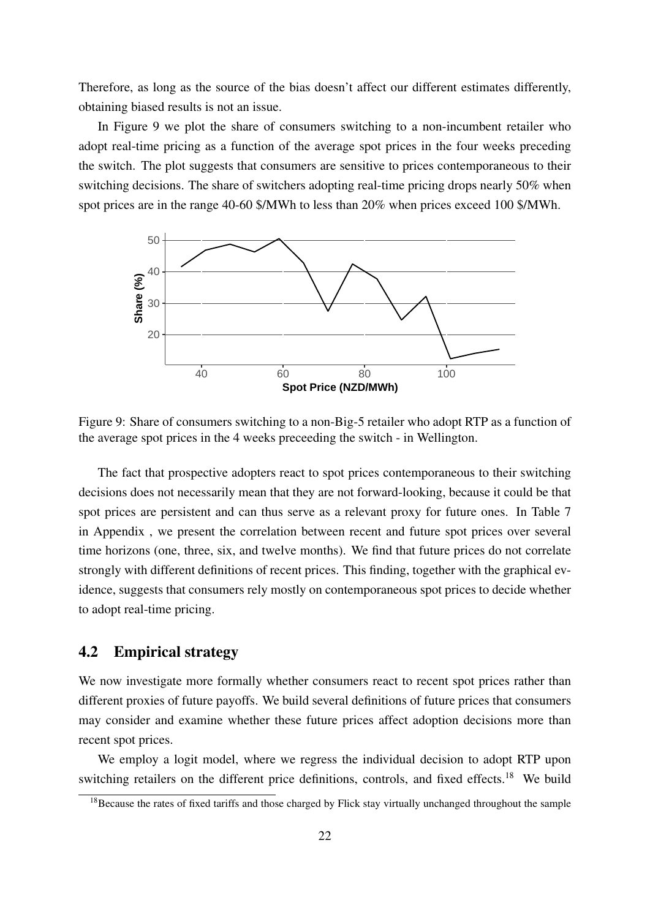Therefore, as long as the source of the bias doesn't affect our different estimates differently, obtaining biased results is not an issue.

In Figure 9 we plot the share of consumers switching to a non-incumbent retailer who adopt real-time pricing as a function of the average spot prices in the four weeks preceding the switch. The plot suggests that consumers are sensitive to prices contemporaneous to their switching decisions. The share of switchers adopting real-time pricing drops nearly 50% when spot prices are in the range 40-60 $/MWh to less than 20% when prices exceed 100 $/MWh.

Figure 9: Share of consumers switching to a non-Big-5 retailer who adopt RTP as a function of the average spot prices in the 4 weeks preceeding the switch - in Wellington.

The fact that prospective adopters react to spot prices contemporaneous to their switching decisions does not necessarily mean that they are not forward-looking, because it could be that spot prices are persistent and can thus serve as a relevant proxy for future ones. In Table 7 in Appendix , we present the correlation between recent and future spot prices over several time horizons (one, three, six, and twelve months). We find that future prices do not correlate strongly with different definitions of recent prices. This finding, together with the graphical evidence, suggests that consumers rely mostly on contemporaneous spot prices to decide whether to adopt real-time pricing.

## 4.2 Empirical strategy

We now investigate more formally whether consumers react to recent spot prices rather than different proxies of future payoffs. We build several definitions of future prices that consumers may consider and examine whether these future prices affect adoption decisions more than recent spot prices.

We employ a logit model, where we regress the individual decision to adopt RTP upon switching retailers on the different price definitions, controls, and fixed effects.[18] We build

[18]Because the rates of fixed tariffs and those charged by Flick stay virtually unchanged throughout the sample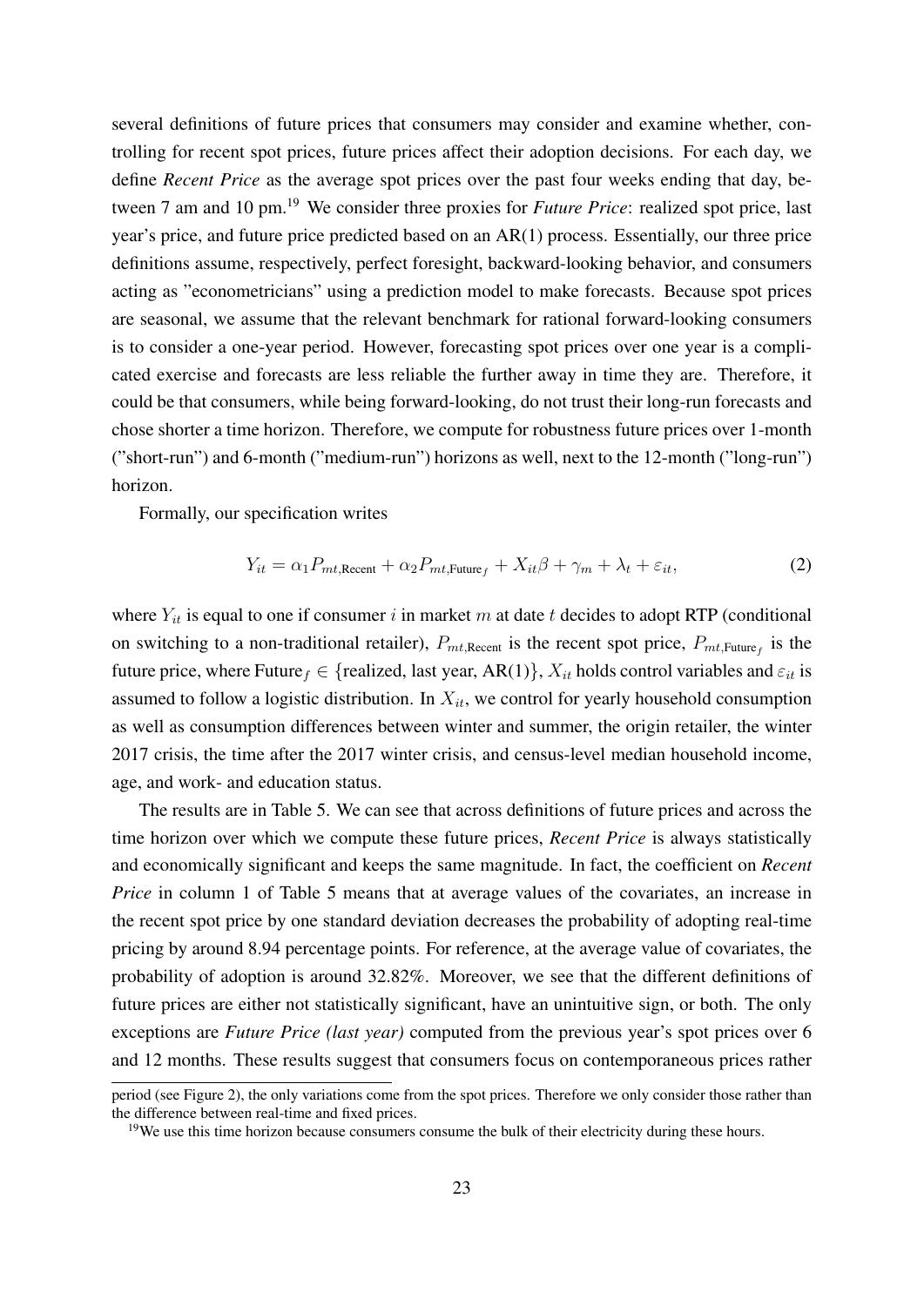several definitions of future prices that consumers may consider and examine whether, controlling for recent spot prices, future prices affect their adoption decisions. For each day, we define ***Recent Price*** as the average spot prices over the past four weeks ending that day, between 7 am and 10 pm.[19] We consider three proxies for ***Future Price***: realized spot price, last year's price, and future price predicted based on an AR(1) process. Essentially, our three price definitions assume, respectively, perfect foresight, backward-looking behavior, and consumers acting as "econometricians" using a prediction model to make forecasts. Because spot prices are seasonal, we assume that the relevant benchmark for rational forward-looking consumers is to consider a one-year period. However, forecasting spot prices over one year is a complicated exercise and forecasts are less reliable the further away in time they are. Therefore, it could be that consumers, while being forward-looking, do not trust their long-run forecasts and chose shorter a time horizon. Therefore, we compute for robustness future prices over 1-month ("short-run") and 6-month ("medium-run") horizons as well, next to the 12-month ("long-run") horizon.

Formally, our specification writes

$$Y_{it} = \alpha_1 P_{mt,\text{Recent}} + \alpha_2 P_{mt,\text{Future}_f} + X_{it}\beta + \gamma_m + \lambda_t + \varepsilon_{it}, \tag{2}$$

where $Y_{it}$ is equal to one if consumer $i$ in market $m$ at date $t$ decides to adopt RTP (conditional on switching to a non-traditional retailer), $P_{mt,\text{Recent}}$ is the recent spot price, $P_{mt,\text{Future}_f}$ is the future price, where $\text{Future}_f \in \{\text{realized, last year, AR(1)}\}$, $X_{it}$ holds control variables and $\varepsilon_{it}$ is assumed to follow a logistic distribution. In $X_{it}$, we control for yearly household consumption as well as consumption differences between winter and summer, the origin retailer, the winter 2017 crisis, the time after the 2017 winter crisis, and census-level median household income, age, and work- and education status.

The results are in Table 5. We can see that across definitions of future prices and across the time horizon over which we compute these future prices, ***Recent Price*** is always statistically and economically significant and keeps the same magnitude. In fact, the coefficient on ***Recent Price*** in column 1 of Table 5 means that at average values of the covariates, an increase in the recent spot price by one standard deviation decreases the probability of adopting real-time pricing by around 8.94 percentage points. For reference, at the average value of covariates, the probability of adoption is around 32.82%. Moreover, we see that the different definitions of future prices are either not statistically significant, have an unintuitive sign, or both. The only exceptions are *Future Price (last year)* computed from the previous year's spot prices over 6 and 12 months. These results suggest that consumers focus on contemporaneous prices rather

period (see Figure 2), the only variations come from the spot prices. Therefore we only consider those rather than the difference between real-time and fixed prices.

[19] We use this time horizon because consumers consume the bulk of their electricity during these hours.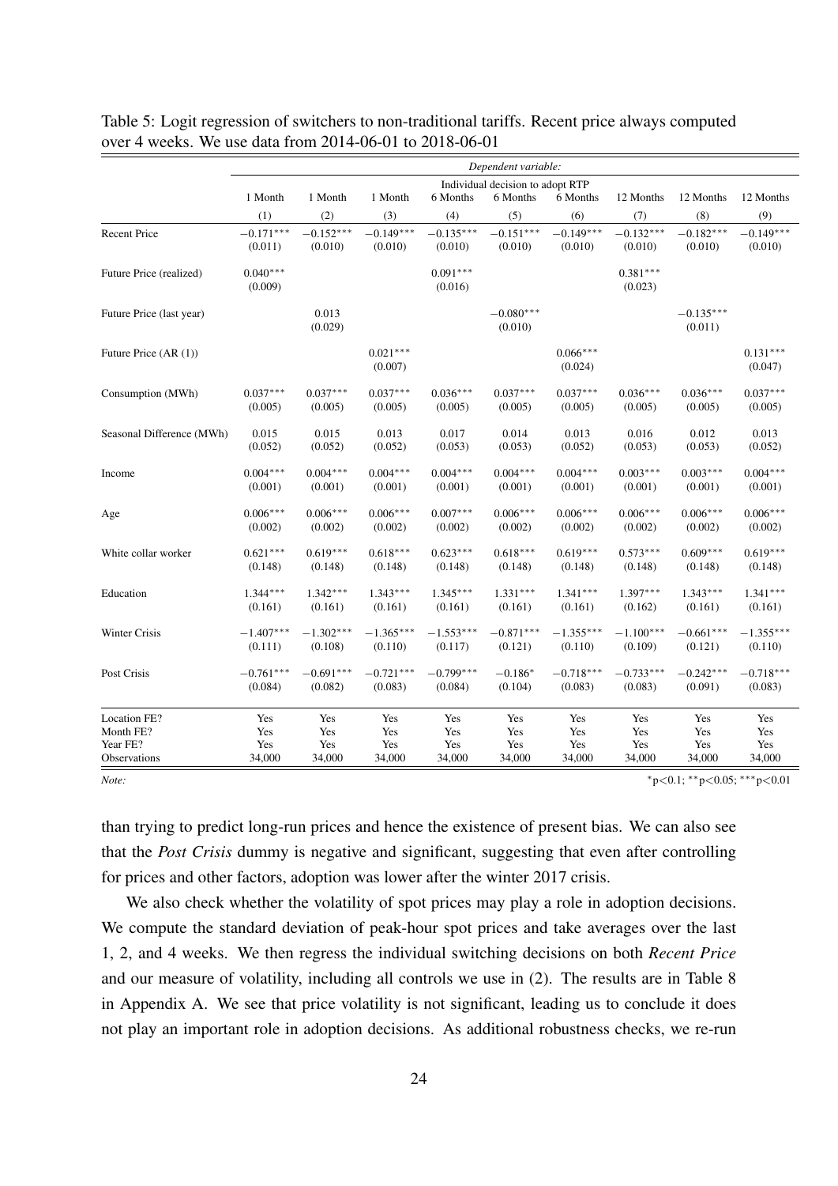Table 5: Logit regression of switchers to non-traditional tariffs. Recent price always computed over 4 weeks. We use data from 2014-06-01 to 2018-06-01

| | *Dependent variable:* | | | | | | | | |
|---|---|---|---|---|---|---|---|---|---|
| | Individual decision to adopt RTP | | | | | | | | |
| | 1 Month | 1 Month | 1 Month | 6 Months | 6 Months | 6 Months | 12 Months | 12 Months | 12 Months |
| | (1) | (2) | (3) | (4) | (5) | (6) | (7) | (8) | (9) |
| Recent Price | −0.171*** | −0.152*** | −0.149*** | −0.135*** | −0.151*** | −0.149*** | −0.132*** | −0.182*** | −0.149*** |
| | (0.011) | (0.010) | (0.010) | (0.010) | (0.010) | (0.010) | (0.010) | (0.010) | (0.010) |
| Future Price (realized) | 0.040*** | | | 0.091*** | | | 0.381*** | | |
| | (0.009) | | | (0.016) | | | (0.023) | | |
| Future Price (last year) | | 0.013 | | | −0.080*** | | | −0.135*** | |
| | | (0.029) | | | (0.010) | | | (0.011) | |
| Future Price (AR (1)) | | | 0.021*** | | | 0.066*** | | | 0.131*** |
| | | | (0.007) | | | (0.024) | | | (0.047) |
| Consumption (MWh) | 0.037*** | 0.037*** | 0.037*** | 0.036*** | 0.037*** | 0.037*** | 0.036*** | 0.036*** | 0.037*** |
| | (0.005) | (0.005) | (0.005) | (0.005) | (0.005) | (0.005) | (0.005) | (0.005) | (0.005) |
| Seasonal Difference (MWh) | 0.015 | 0.015 | 0.013 | 0.017 | 0.014 | 0.013 | 0.016 | 0.012 | 0.013 |
| | (0.052) | (0.052) | (0.052) | (0.053) | (0.053) | (0.052) | (0.053) | (0.053) | (0.052) |
| Income | 0.004*** | 0.004*** | 0.004*** | 0.004*** | 0.004*** | 0.004*** | 0.003*** | 0.003*** | 0.004*** |
| | (0.001) | (0.001) | (0.001) | (0.001) | (0.001) | (0.001) | (0.001) | (0.001) | (0.001) |
| Age | 0.006*** | 0.006*** | 0.006*** | 0.007*** | 0.006*** | 0.006*** | 0.006*** | 0.006*** | 0.006*** |
| | (0.002) | (0.002) | (0.002) | (0.002) | (0.002) | (0.002) | (0.002) | (0.002) | (0.002) |
| White collar worker | 0.621*** | 0.619*** | 0.618*** | 0.623*** | 0.618*** | 0.619*** | 0.573*** | 0.609*** | 0.619*** |
| | (0.148) | (0.148) | (0.148) | (0.148) | (0.148) | (0.148) | (0.148) | (0.148) | (0.148) |
| Education | 1.344*** | 1.342*** | 1.343*** | 1.345*** | 1.331*** | 1.341*** | 1.397*** | 1.343*** | 1.341*** |
| | (0.161) | (0.161) | (0.161) | (0.161) | (0.161) | (0.161) | (0.162) | (0.161) | (0.161) |
| Winter Crisis | −1.407*** | −1.302*** | −1.365*** | −1.553*** | −0.871*** | −1.355*** | −1.100*** | −0.661*** | −1.355*** |
| | (0.111) | (0.108) | (0.110) | (0.117) | (0.121) | (0.110) | (0.109) | (0.121) | (0.110) |
| Post Crisis | −0.761*** | −0.691*** | −0.721*** | −0.799*** | −0.186* | −0.718*** | −0.733*** | −0.242*** | −0.718*** |
| | (0.084) | (0.082) | (0.083) | (0.084) | (0.104) | (0.083) | (0.083) | (0.091) | (0.083) |
| Location FE? | Yes | Yes | Yes | Yes | Yes | Yes | Yes | Yes | Yes |
| Month FE? | Yes | Yes | Yes | Yes | Yes | Yes | Yes | Yes | Yes |
| Year FE? | Yes | Yes | Yes | Yes | Yes | Yes | Yes | Yes | Yes |
| Observations | 34,000 | 34,000 | 34,000 | 34,000 | 34,000 | 34,000 | 34,000 | 34,000 | 34,000 |

*Note:* *p<0.1; **p<0.05; ***p<0.01

than trying to predict long-run prices and hence the existence of present bias. We can also see that the *Post Crisis* dummy is negative and significant, suggesting that even after controlling for prices and other factors, adoption was lower after the winter 2017 crisis.

We also check whether the volatility of spot prices may play a role in adoption decisions. We compute the standard deviation of peak-hour spot prices and take averages over the last 1, 2, and 4 weeks. We then regress the individual switching decisions on both *Recent Price* and our measure of volatility, including all controls we use in (2). The results are in Table 8 in Appendix A. We see that price volatility is not significant, leading us to conclude it does not play an important role in adoption decisions. As additional robustness checks, we re-run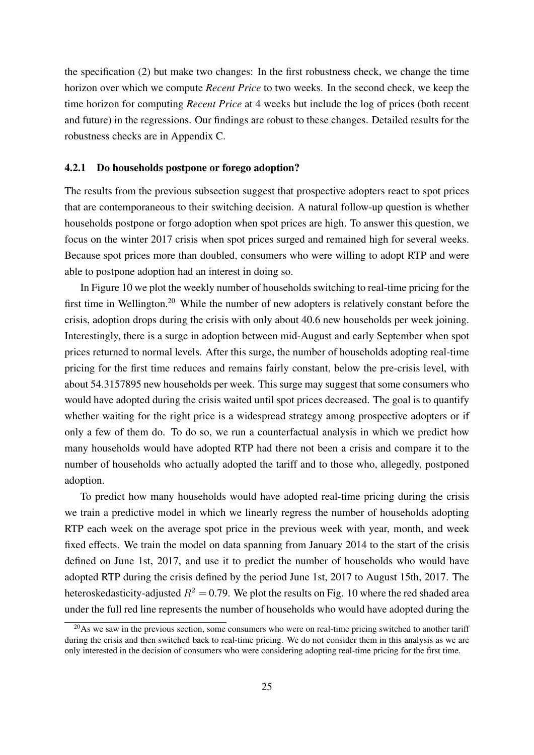the specification (2) but make two changes: In the first robustness check, we change the time horizon over which we compute *Recent Price* to two weeks. In the second check, we keep the time horizon for computing *Recent Price* at 4 weeks but include the log of prices (both recent and future) in the regressions. Our findings are robust to these changes. Detailed results for the robustness checks are in Appendix C.

### 4.2.1 Do households postpone or forego adoption?

The results from the previous subsection suggest that prospective adopters react to spot prices that are contemporaneous to their switching decision. A natural follow-up question is whether households postpone or forgo adoption when spot prices are high. To answer this question, we focus on the winter 2017 crisis when spot prices surged and remained high for several weeks. Because spot prices more than doubled, consumers who were willing to adopt RTP and were able to postpone adoption had an interest in doing so.

In Figure 10 we plot the weekly number of households switching to real-time pricing for the first time in Wellington.[20] While the number of new adopters is relatively constant before the crisis, adoption drops during the crisis with only about 40.6 new households per week joining. Interestingly, there is a surge in adoption between mid-August and early September when spot prices returned to normal levels. After this surge, the number of households adopting real-time pricing for the first time reduces and remains fairly constant, below the pre-crisis level, with about 54.3157895 new households per week. This surge may suggest that some consumers who would have adopted during the crisis waited until spot prices decreased. The goal is to quantify whether waiting for the right price is a widespread strategy among prospective adopters or if only a few of them do. To do so, we run a counterfactual analysis in which we predict how many households would have adopted RTP had there not been a crisis and compare it to the number of households who actually adopted the tariff and to those who, allegedly, postponed adoption.

To predict how many households would have adopted real-time pricing during the crisis we train a predictive model in which we linearly regress the number of households adopting RTP each week on the average spot price in the previous week with year, month, and week fixed effects. We train the model on data spanning from January 2014 to the start of the crisis defined on June 1st, 2017, and use it to predict the number of households who would have adopted RTP during the crisis defined by the period June 1st, 2017 to August 15th, 2017. The heteroskedasticity-adjusted $R^2 = 0.79$. We plot the results on Fig. 10 where the red shaded area under the full red line represents the number of households who would have adopted during the

[20] As we saw in the previous section, some consumers who were on real-time pricing switched to another tariff during the crisis and then switched back to real-time pricing. We do not consider them in this analysis as we are only interested in the decision of consumers who were considering adopting real-time pricing for the first time.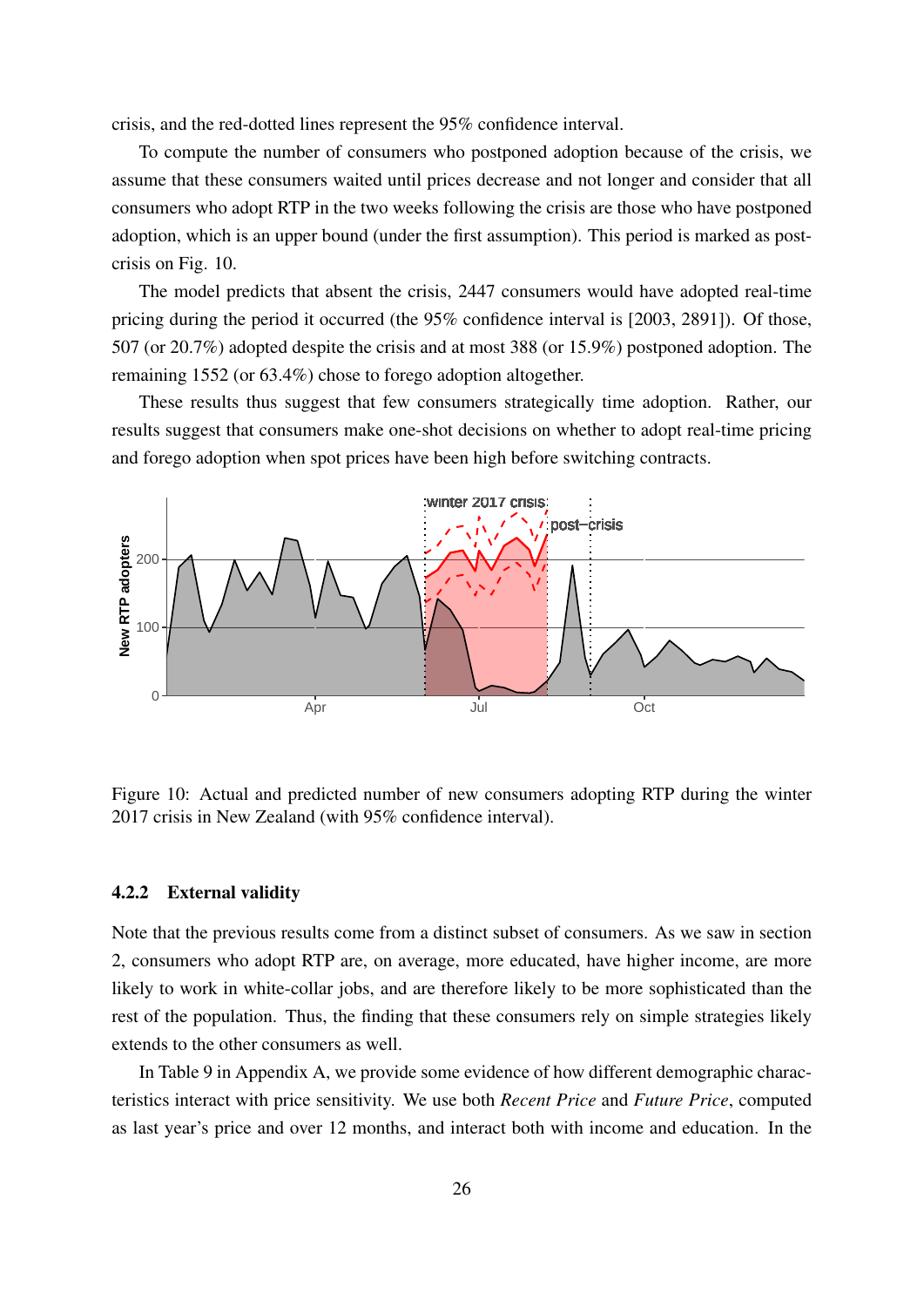crisis, and the red-dotted lines represent the 95% confidence interval.

To compute the number of consumers who postponed adoption because of the crisis, we assume that these consumers waited until prices decrease and not longer and consider that all consumers who adopt RTP in the two weeks following the crisis are those who have postponed adoption, which is an upper bound (under the first assumption). This period is marked as post-crisis on Fig. 10.

The model predicts that absent the crisis, 2447 consumers would have adopted real-time pricing during the period it occurred (the 95% confidence interval is [2003, 2891]). Of those, 507 (or 20.7%) adopted despite the crisis and at most 388 (or 15.9%) postponed adoption. The remaining 1552 (or 63.4%) chose to forego adoption altogether.

These results thus suggest that few consumers strategically time adoption. Rather, our results suggest that consumers make one-shot decisions on whether to adopt real-time pricing and forego adoption when spot prices have been high before switching contracts.

Figure 10: Actual and predicted number of new consumers adopting RTP during the winter 2017 crisis in New Zealand (with 95% confidence interval).

### 4.2.2 External validity

Note that the previous results come from a distinct subset of consumers. As we saw in section 2, consumers who adopt RTP are, on average, more educated, have higher income, are more likely to work in white-collar jobs, and are therefore likely to be more sophisticated than the rest of the population. Thus, the finding that these consumers rely on simple strategies likely extends to the other consumers as well.

In Table 9 in Appendix A, we provide some evidence of how different demographic characteristics interact with price sensitivity. We use both *Recent Price* and *Future Price*, computed as last year's price and over 12 months, and interact both with income and education. In the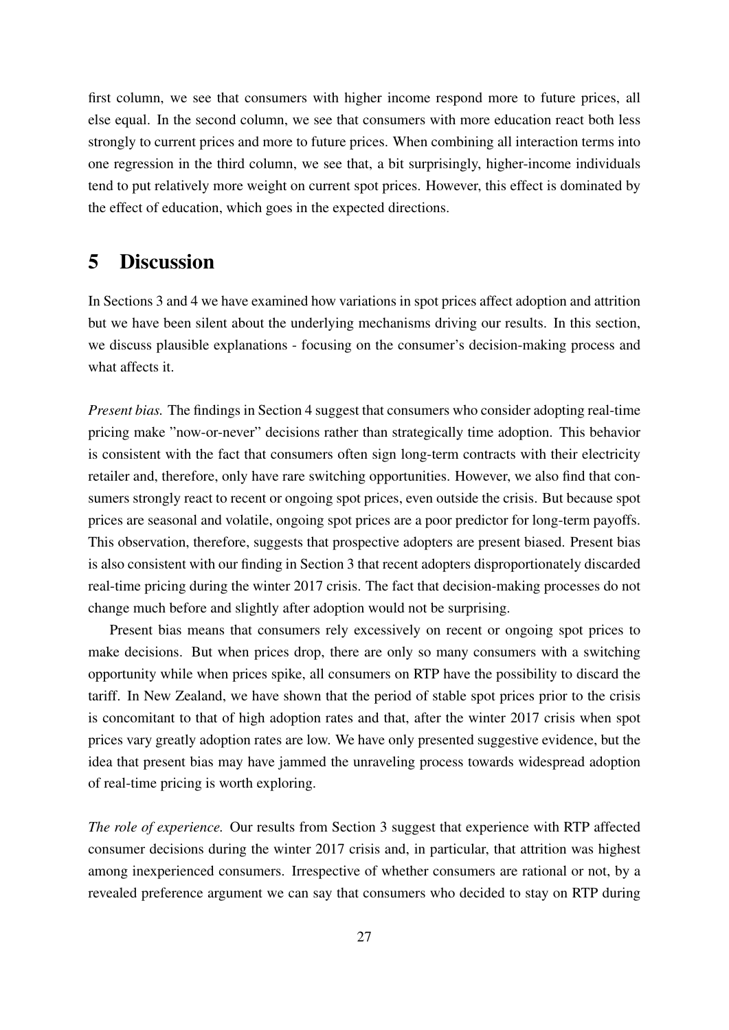first column, we see that consumers with higher income respond more to future prices, all else equal. In the second column, we see that consumers with more education react both less strongly to current prices and more to future prices. When combining all interaction terms into one regression in the third column, we see that, a bit surprisingly, higher-income individuals tend to put relatively more weight on current spot prices. However, this effect is dominated by the effect of education, which goes in the expected directions.

# 5 Discussion

In Sections 3 and 4 we have examined how variations in spot prices affect adoption and attrition but we have been silent about the underlying mechanisms driving our results. In this section, we discuss plausible explanations - focusing on the consumer's decision-making process and what affects it.

*Present bias.* The findings in Section 4 suggest that consumers who consider adopting real-time pricing make "now-or-never" decisions rather than strategically time adoption. This behavior is consistent with the fact that consumers often sign long-term contracts with their electricity retailer and, therefore, only have rare switching opportunities. However, we also find that consumers strongly react to recent or ongoing spot prices, even outside the crisis. But because spot prices are seasonal and volatile, ongoing spot prices are a poor predictor for long-term payoffs. This observation, therefore, suggests that prospective adopters are present biased. Present bias is also consistent with our finding in Section 3 that recent adopters disproportionately discarded real-time pricing during the winter 2017 crisis. The fact that decision-making processes do not change much before and slightly after adoption would not be surprising.

Present bias means that consumers rely excessively on recent or ongoing spot prices to make decisions. But when prices drop, there are only so many consumers with a switching opportunity while when prices spike, all consumers on RTP have the possibility to discard the tariff. In New Zealand, we have shown that the period of stable spot prices prior to the crisis is concomitant to that of high adoption rates and that, after the winter 2017 crisis when spot prices vary greatly adoption rates are low. We have only presented suggestive evidence, but the idea that present bias may have jammed the unraveling process towards widespread adoption of real-time pricing is worth exploring.

*The role of experience.* Our results from Section 3 suggest that experience with RTP affected consumer decisions during the winter 2017 crisis and, in particular, that attrition was highest among inexperienced consumers. Irrespective of whether consumers are rational or not, by a revealed preference argument we can say that consumers who decided to stay on RTP during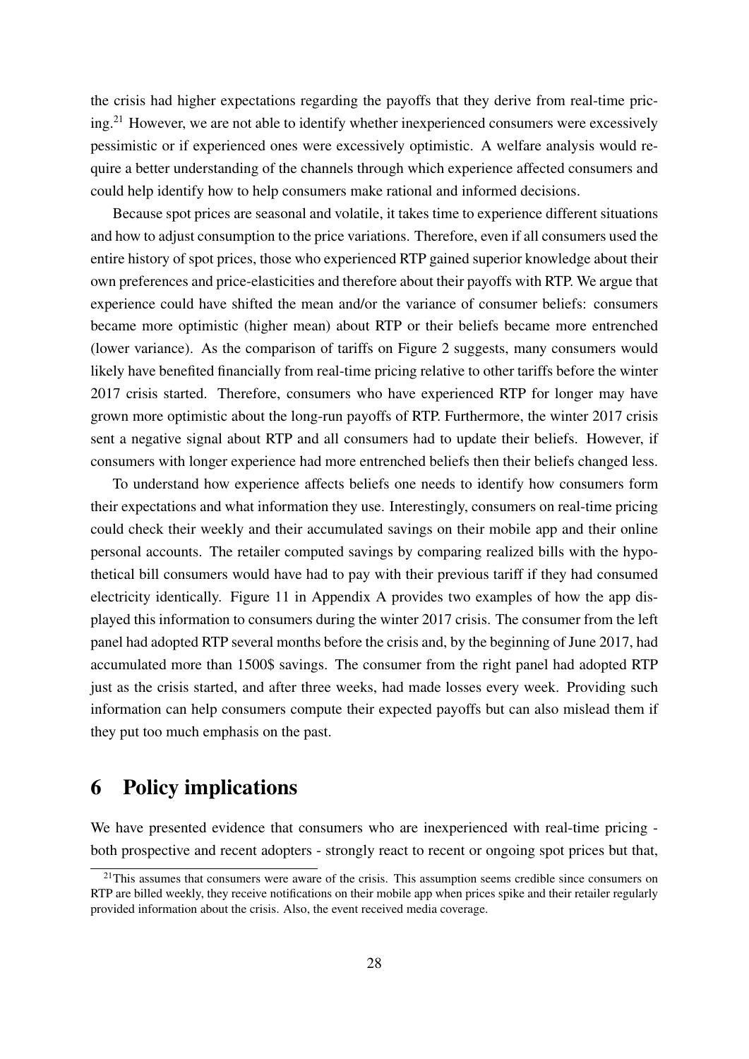the crisis had higher expectations regarding the payoffs that they derive from real-time pricing.[21] However, we are not able to identify whether inexperienced consumers were excessively pessimistic or if experienced ones were excessively optimistic. A welfare analysis would require a better understanding of the channels through which experience affected consumers and could help identify how to help consumers make rational and informed decisions.

Because spot prices are seasonal and volatile, it takes time to experience different situations and how to adjust consumption to the price variations. Therefore, even if all consumers used the entire history of spot prices, those who experienced RTP gained superior knowledge about their own preferences and price-elasticities and therefore about their payoffs with RTP. We argue that experience could have shifted the mean and/or the variance of consumer beliefs: consumers became more optimistic (higher mean) about RTP or their beliefs became more entrenched (lower variance). As the comparison of tariffs on Figure 2 suggests, many consumers would likely have benefited financially from real-time pricing relative to other tariffs before the winter 2017 crisis started. Therefore, consumers who have experienced RTP for longer may have grown more optimistic about the long-run payoffs of RTP. Furthermore, the winter 2017 crisis sent a negative signal about RTP and all consumers had to update their beliefs. However, if consumers with longer experience had more entrenched beliefs then their beliefs changed less.

To understand how experience affects beliefs one needs to identify how consumers form their expectations and what information they use. Interestingly, consumers on real-time pricing could check their weekly and their accumulated savings on their mobile app and their online personal accounts. The retailer computed savings by comparing realized bills with the hypothetical bill consumers would have had to pay with their previous tariff if they had consumed electricity identically. Figure 11 in Appendix A provides two examples of how the app displayed this information to consumers during the winter 2017 crisis. The consumer from the left panel had adopted RTP several months before the crisis and, by the beginning of June 2017, had accumulated more than 1500$ savings. The consumer from the right panel had adopted RTP just as the crisis started, and after three weeks, had made losses every week. Providing such information can help consumers compute their expected payoffs but can also mislead them if they put too much emphasis on the past.

# 6 Policy implications

We have presented evidence that consumers who are inexperienced with real-time pricing - both prospective and recent adopters - strongly react to recent or ongoing spot prices but that,

[21] This assumes that consumers were aware of the crisis. This assumption seems credible since consumers on RTP are billed weekly, they receive notifications on their mobile app when prices spike and their retailer regularly provided information about the crisis. Also, the event received media coverage.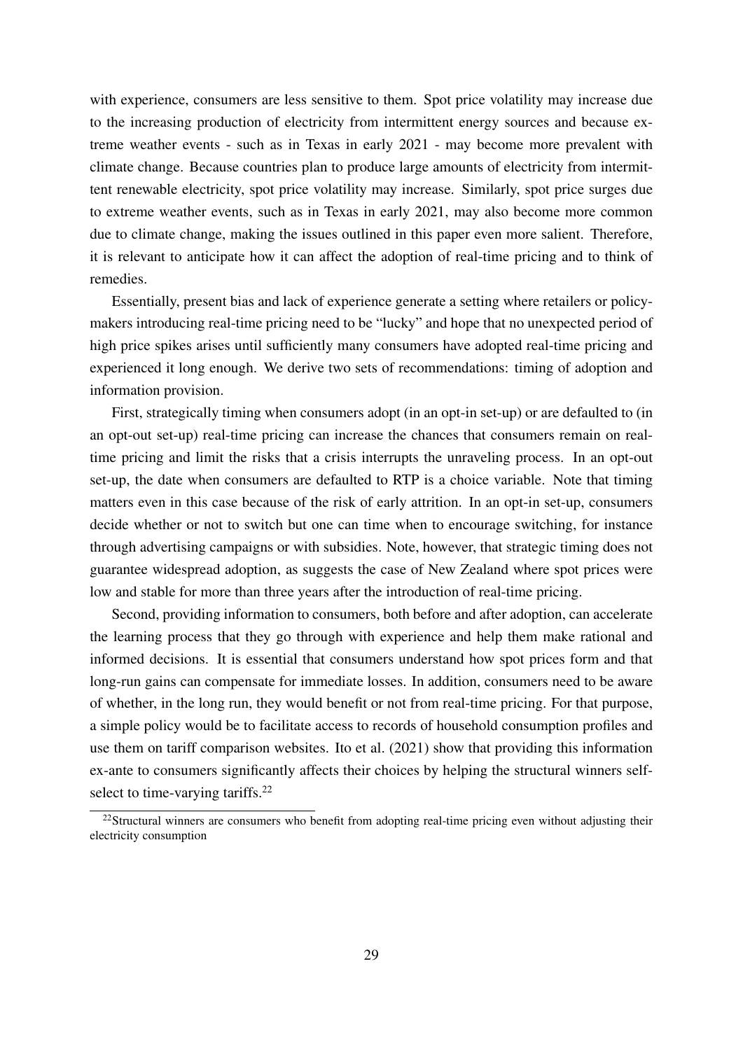with experience, consumers are less sensitive to them. Spot price volatility may increase due to the increasing production of electricity from intermittent energy sources and because extreme weather events - such as in Texas in early 2021 - may become more prevalent with climate change. Because countries plan to produce large amounts of electricity from intermittent renewable electricity, spot price volatility may increase. Similarly, spot price surges due to extreme weather events, such as in Texas in early 2021, may also become more common due to climate change, making the issues outlined in this paper even more salient. Therefore, it is relevant to anticipate how it can affect the adoption of real-time pricing and to think of remedies.

Essentially, present bias and lack of experience generate a setting where retailers or policymakers introducing real-time pricing need to be "lucky" and hope that no unexpected period of high price spikes arises until sufficiently many consumers have adopted real-time pricing and experienced it long enough. We derive two sets of recommendations: timing of adoption and information provision.

First, strategically timing when consumers adopt (in an opt-in set-up) or are defaulted to (in an opt-out set-up) real-time pricing can increase the chances that consumers remain on real-time pricing and limit the risks that a crisis interrupts the unraveling process. In an opt-out set-up, the date when consumers are defaulted to RTP is a choice variable. Note that timing matters even in this case because of the risk of early attrition. In an opt-in set-up, consumers decide whether or not to switch but one can time when to encourage switching, for instance through advertising campaigns or with subsidies. Note, however, that strategic timing does not guarantee widespread adoption, as suggests the case of New Zealand where spot prices were low and stable for more than three years after the introduction of real-time pricing.

Second, providing information to consumers, both before and after adoption, can accelerate the learning process that they go through with experience and help them make rational and informed decisions. It is essential that consumers understand how spot prices form and that long-run gains can compensate for immediate losses. In addition, consumers need to be aware of whether, in the long run, they would benefit or not from real-time pricing. For that purpose, a simple policy would be to facilitate access to records of household consumption profiles and use them on tariff comparison websites. Ito et al. (2021) show that providing this information ex-ante to consumers significantly affects their choices by helping the structural winners self-select to time-varying tariffs.[22]

[22] Structural winners are consumers who benefit from adopting real-time pricing even without adjusting their electricity consumption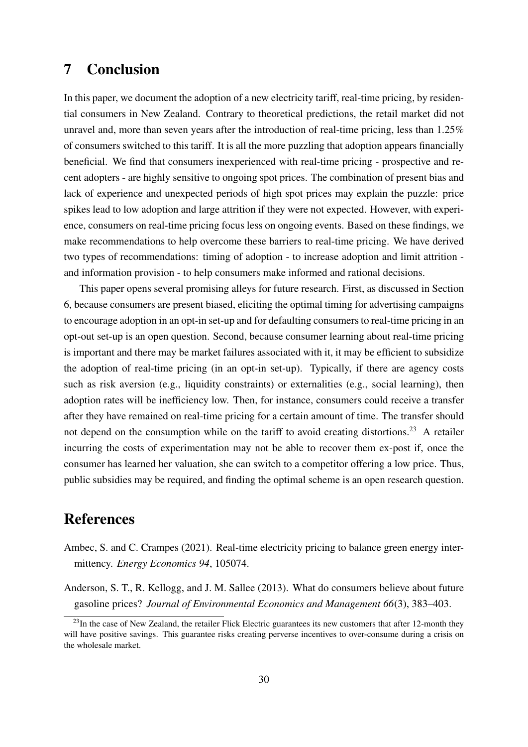# 7 Conclusion

In this paper, we document the adoption of a new electricity tariff, real-time pricing, by residential consumers in New Zealand. Contrary to theoretical predictions, the retail market did not unravel and, more than seven years after the introduction of real-time pricing, less than 1.25% of consumers switched to this tariff. It is all the more puzzling that adoption appears financially beneficial. We find that consumers inexperienced with real-time pricing - prospective and recent adopters - are highly sensitive to ongoing spot prices. The combination of present bias and lack of experience and unexpected periods of high spot prices may explain the puzzle: price spikes lead to low adoption and large attrition if they were not expected. However, with experience, consumers on real-time pricing focus less on ongoing events. Based on these findings, we make recommendations to help overcome these barriers to real-time pricing. We have derived two types of recommendations: timing of adoption - to increase adoption and limit attrition - and information provision - to help consumers make informed and rational decisions.

This paper opens several promising alleys for future research. First, as discussed in Section 6, because consumers are present biased, eliciting the optimal timing for advertising campaigns to encourage adoption in an opt-in set-up and for defaulting consumers to real-time pricing in an opt-out set-up is an open question. Second, because consumer learning about real-time pricing is important and there may be market failures associated with it, it may be efficient to subsidize the adoption of real-time pricing (in an opt-in set-up). Typically, if there are agency costs such as risk aversion (e.g., liquidity constraints) or externalities (e.g., social learning), then adoption rates will be inefficiency low. Then, for instance, consumers could receive a transfer after they have remained on real-time pricing for a certain amount of time. The transfer should not depend on the consumption while on the tariff to avoid creating distortions.[23] A retailer incurring the costs of experimentation may not be able to recover them ex-post if, once the consumer has learned her valuation, she can switch to a competitor offering a low price. Thus, public subsidies may be required, and finding the optimal scheme is an open research question.

# References

Ambec, S. and C. Crampes (2021). Real-time electricity pricing to balance green energy intermittency. *Energy Economics 94*, 105074.

Anderson, S. T., R. Kellogg, and J. M. Sallee (2013). What do consumers believe about future gasoline prices? *Journal of Environmental Economics and Management 66*(3), 383–403.

[23]In the case of New Zealand, the retailer Flick Electric guarantees its new customers that after 12-month they will have positive savings. This guarantee risks creating perverse incentives to over-consume during a crisis on the wholesale market.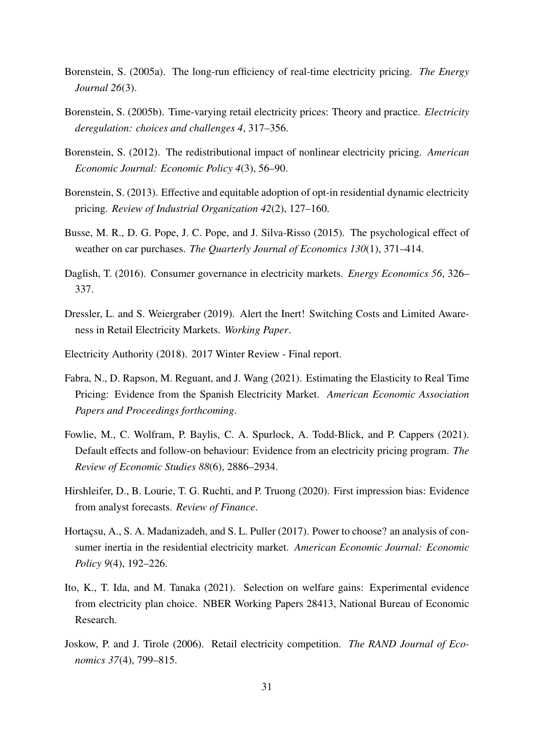Borenstein, S. (2005a). The long-run efficiency of real-time electricity pricing. *The Energy Journal 26*(3).

Borenstein, S. (2005b). Time-varying retail electricity prices: Theory and practice. *Electricity deregulation: choices and challenges 4*, 317–356.

Borenstein, S. (2012). The redistributional impact of nonlinear electricity pricing. *American Economic Journal: Economic Policy 4*(3), 56–90.

Borenstein, S. (2013). Effective and equitable adoption of opt-in residential dynamic electricity pricing. *Review of Industrial Organization 42*(2), 127–160.

Busse, M. R., D. G. Pope, J. C. Pope, and J. Silva-Risso (2015). The psychological effect of weather on car purchases. *The Quarterly Journal of Economics 130*(1), 371–414.

Daglish, T. (2016). Consumer governance in electricity markets. *Energy Economics 56*, 326–337.

Dressler, L. and S. Weiergraber (2019). Alert the Inert! Switching Costs and Limited Awareness in Retail Electricity Markets. *Working Paper*.

Electricity Authority (2018). 2017 Winter Review - Final report.

Fabra, N., D. Rapson, M. Reguant, and J. Wang (2021). Estimating the Elasticity to Real Time Pricing: Evidence from the Spanish Electricity Market. *American Economic Association Papers and Proceedings forthcoming*.

Fowlie, M., C. Wolfram, P. Baylis, C. A. Spurlock, A. Todd-Blick, and P. Cappers (2021). Default effects and follow-on behaviour: Evidence from an electricity pricing program. *The Review of Economic Studies 88*(6), 2886–2934.

Hirshleifer, D., B. Lourie, T. G. Ruchti, and P. Truong (2020). First impression bias: Evidence from analyst forecasts. *Review of Finance*.

Hortaçsu, A., S. A. Madanizadeh, and S. L. Puller (2017). Power to choose? an analysis of consumer inertia in the residential electricity market. *American Economic Journal: Economic Policy 9*(4), 192–226.

Ito, K., T. Ida, and M. Tanaka (2021). Selection on welfare gains: Experimental evidence from electricity plan choice. NBER Working Papers 28413, National Bureau of Economic Research.

Joskow, P. and J. Tirole (2006). Retail electricity competition. *The RAND Journal of Economics 37*(4), 799–815.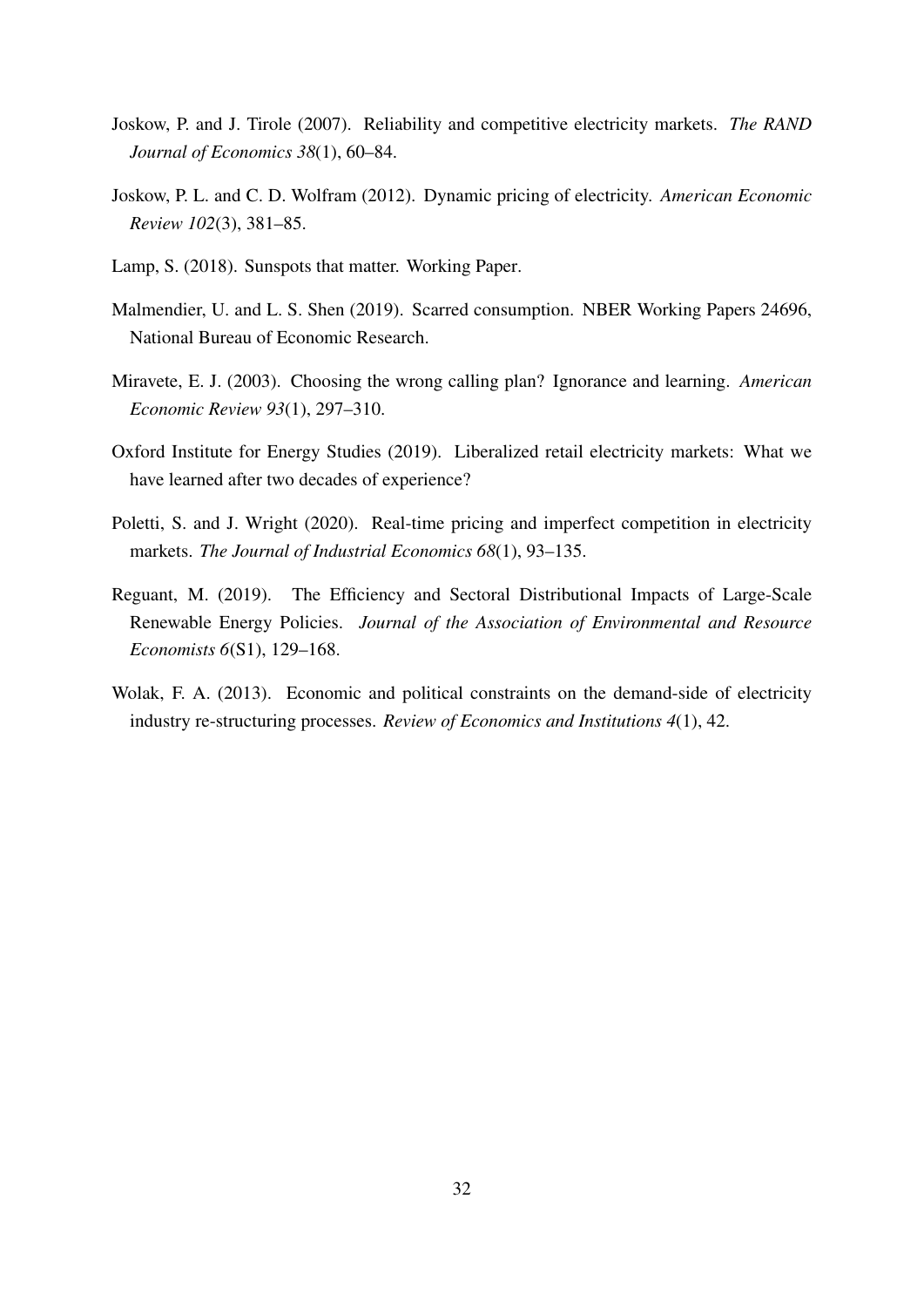Joskow, P. and J. Tirole (2007). Reliability and competitive electricity markets. *The RAND Journal of Economics 38*(1), 60–84.

Joskow, P. L. and C. D. Wolfram (2012). Dynamic pricing of electricity. *American Economic Review 102*(3), 381–85.

Lamp, S. (2018). Sunspots that matter. Working Paper.

Malmendier, U. and L. S. Shen (2019). Scarred consumption. NBER Working Papers 24696, National Bureau of Economic Research.

Miravete, E. J. (2003). Choosing the wrong calling plan? Ignorance and learning. *American Economic Review 93*(1), 297–310.

Oxford Institute for Energy Studies (2019). Liberalized retail electricity markets: What we have learned after two decades of experience?

Poletti, S. and J. Wright (2020). Real-time pricing and imperfect competition in electricity markets. *The Journal of Industrial Economics 68*(1), 93–135.

Reguant, M. (2019). The Efficiency and Sectoral Distributional Impacts of Large-Scale Renewable Energy Policies. *Journal of the Association of Environmental and Resource Economists 6*(S1), 129–168.

Wolak, F. A. (2013). Economic and political constraints on the demand-side of electricity industry re-structuring processes. *Review of Economics and Institutions 4*(1), 42.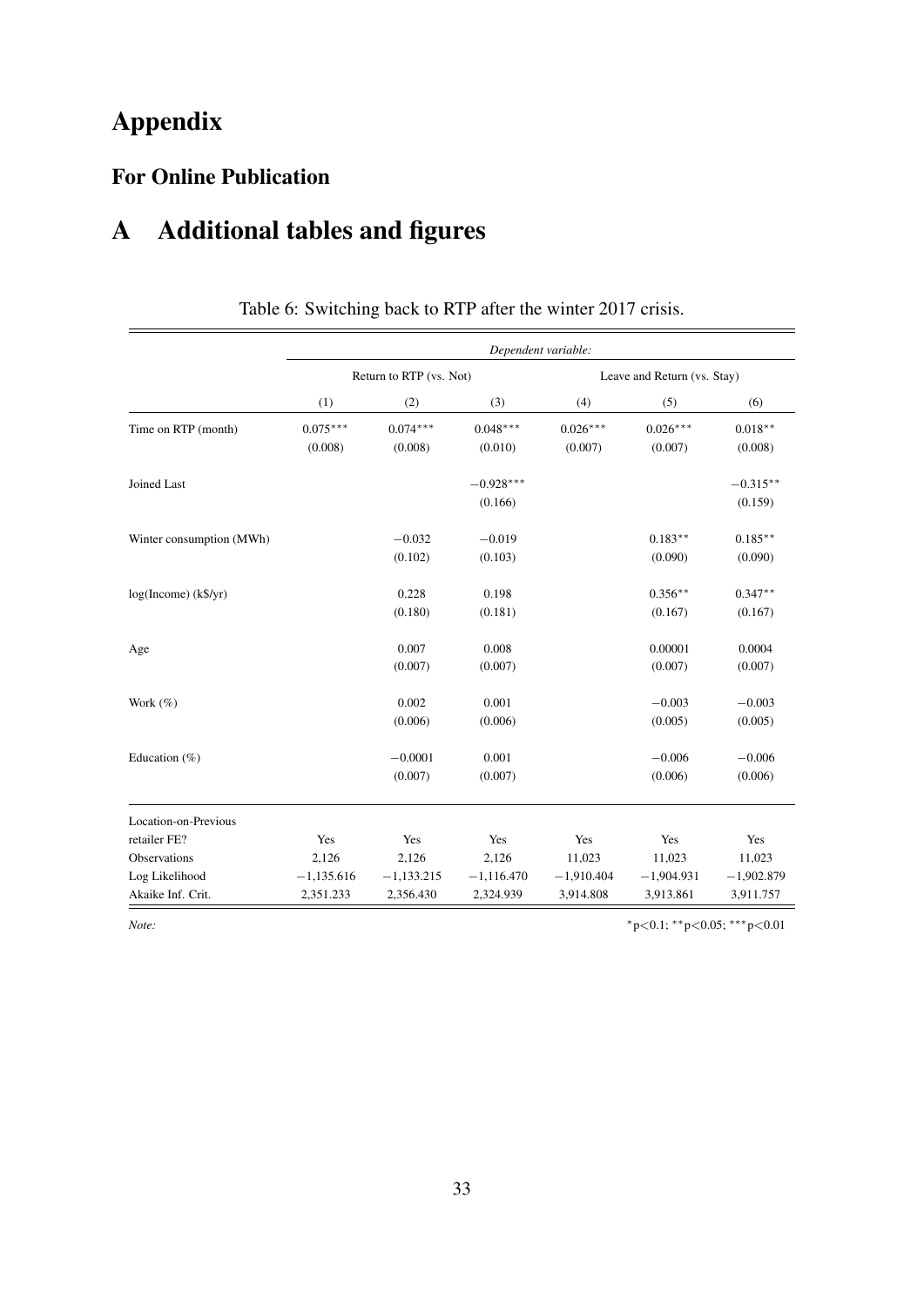# Appendix

## For Online Publication

# A Additional tables and figures

Table 6: Switching back to RTP after the winter 2017 crisis.

| | *Dependent variable:* | | | | | |
|---|---|---|---|---|---|---|
| | Return to RTP (vs. Not) | | | Leave and Return (vs. Stay) | | |
| | (1) | (2) | (3) | (4) | (5) | (6) |
| Time on RTP (month) | 0.075*** | 0.074*** | 0.048*** | 0.026*** | 0.026*** | 0.018** |
| | (0.008) | (0.008) | (0.010) | (0.007) | (0.007) | (0.008) |
| Joined Last | | | −0.928*** | | | −0.315** |
| | | | (0.166) | | | (0.159) |
| Winter consumption (MWh) | | −0.032 | −0.019 | | 0.183** | 0.185** |
| | | (0.102) | (0.103) | | (0.090) | (0.090) |
| log(Income) (k$/yr) | | 0.228 | 0.198 | | 0.356** | 0.347** |
| | | (0.180) | (0.181) | | (0.167) | (0.167) |
| Age | | 0.007 | 0.008 | | 0.00001 | 0.0004 |
| | | (0.007) | (0.007) | | (0.007) | (0.007) |
| Work (%) | | 0.002 | 0.001 | | −0.003 | −0.003 |
| | | (0.006) | (0.006) | | (0.005) | (0.005) |
| Education (%) | | −0.0001 | 0.001 | | −0.006 | −0.006 |
| | | (0.007) | (0.007) | | (0.006) | (0.006) |
| Location-on-Previous retailer FE? | Yes | Yes | Yes | Yes | Yes | Yes |
| Observations | 2,126 | 2,126 | 2,126 | 11,023 | 11,023 | 11,023 |
| Log Likelihood | −1,135.616 | −1,133.215 | −1,116.470 | −1,910.404 | −1,904.931 | −1,902.879 |
| Akaike Inf. Crit. | 2,351.233 | 2,356.430 | 2,324.939 | 3,914.808 | 3,913.861 | 3,911.757 |

*Note:* *p<0.1; **p<0.05; ***p<0.01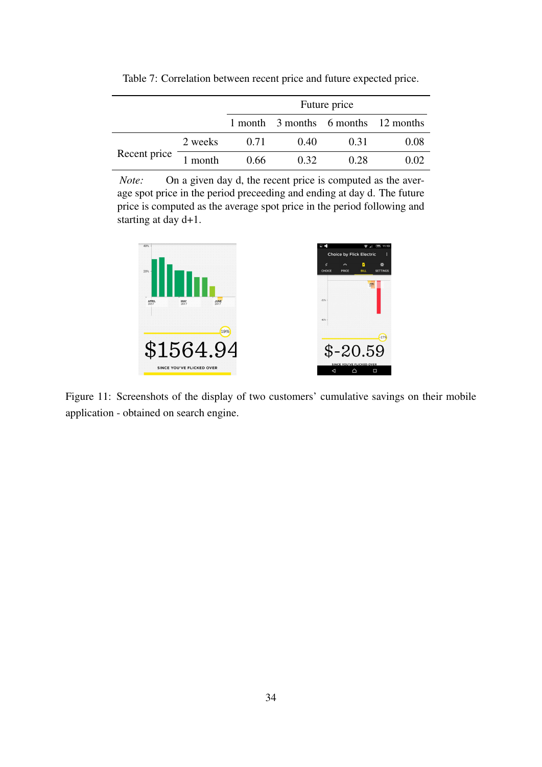Table 7: Correlation between recent price and future expected price.

| | | Future price | | | |
|---|---|---|---|---|---|
| | | 1 month | 3 months | 6 months | 12 months |
| Recent price | 2 weeks | 0.71 | 0.40 | 0.31 | 0.08 |
| | 1 month | 0.66 | 0.32 | 0.28 | 0.02 |

*Note:* On a given day d, the recent price is computed as the average spot price in the period preceeding and ending at day d. The future price is computed as the average spot price in the period following and starting at day d+1.

Figure 11: Screenshots of the display of two customers' cumulative savings on their mobile application - obtained on search engine.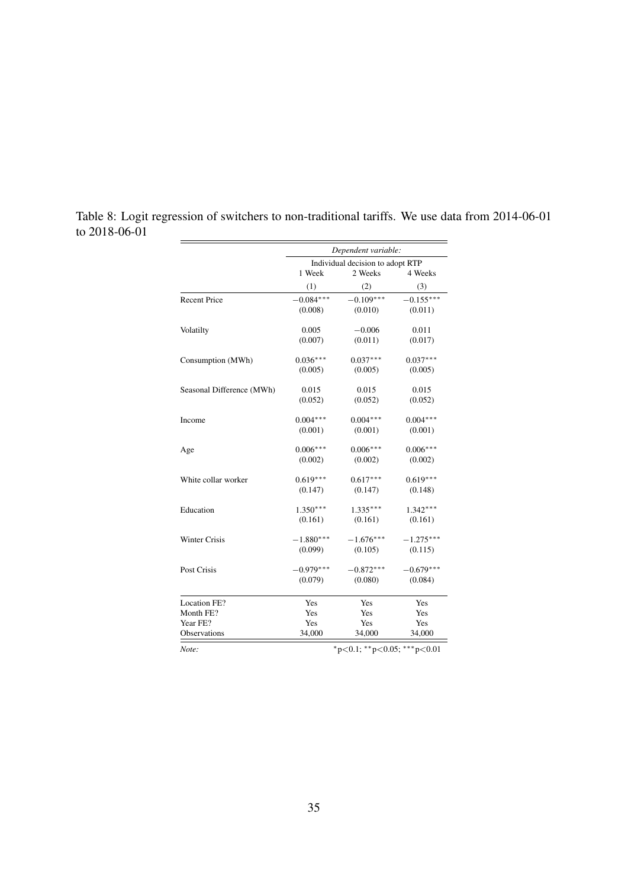Table 8: Logit regression of switchers to non-traditional tariffs. We use data from 2014-06-01 to 2018-06-01

| | *Dependent variable:* | | |
|---|---|---|---|
| | Individual decision to adopt RTP | | |
| | 1 Week | 2 Weeks | 4 Weeks |
| | (1) | (2) | (3) |
| Recent Price | $-0.084^{***}$ | $-0.109^{***}$ | $-0.155^{***}$ |
| | (0.008) | (0.010) | (0.011) |
| Volatilty | 0.005 | $-0.006$ | 0.011 |
| | (0.007) | (0.011) | (0.017) |
| Consumption (MWh) | $0.036^{***}$ | $0.037^{***}$ | $0.037^{***}$ |
| | (0.005) | (0.005) | (0.005) |
| Seasonal Difference (MWh) | 0.015 | 0.015 | 0.015 |
| | (0.052) | (0.052) | (0.052) |
| Income | $0.004^{***}$ | $0.004^{***}$ | $0.004^{***}$ |
| | (0.001) | (0.001) | (0.001) |
| Age | $0.006^{***}$ | $0.006^{***}$ | $0.006^{***}$ |
| | (0.002) | (0.002) | (0.002) |
| White collar worker | $0.619^{***}$ | $0.617^{***}$ | $0.619^{***}$ |
| | (0.147) | (0.147) | (0.148) |
| Education | $1.350^{***}$ | $1.335^{***}$ | $1.342^{***}$ |
| | (0.161) | (0.161) | (0.161) |
| Winter Crisis | $-1.880^{***}$ | $-1.676^{***}$ | $-1.275^{***}$ |
| | (0.099) | (0.105) | (0.115) |
| Post Crisis | $-0.979^{***}$ | $-0.872^{***}$ | $-0.679^{***}$ |
| | (0.079) | (0.080) | (0.084) |
| Location FE? | Yes | Yes | Yes |
| Month FE? | Yes | Yes | Yes |
| Year FE? | Yes | Yes | Yes |
| Observations | 34,000 | 34,000 | 34,000 |

*Note:* $^{*}$p<0.1; $^{**}$p<0.05; $^{***}$p<0.01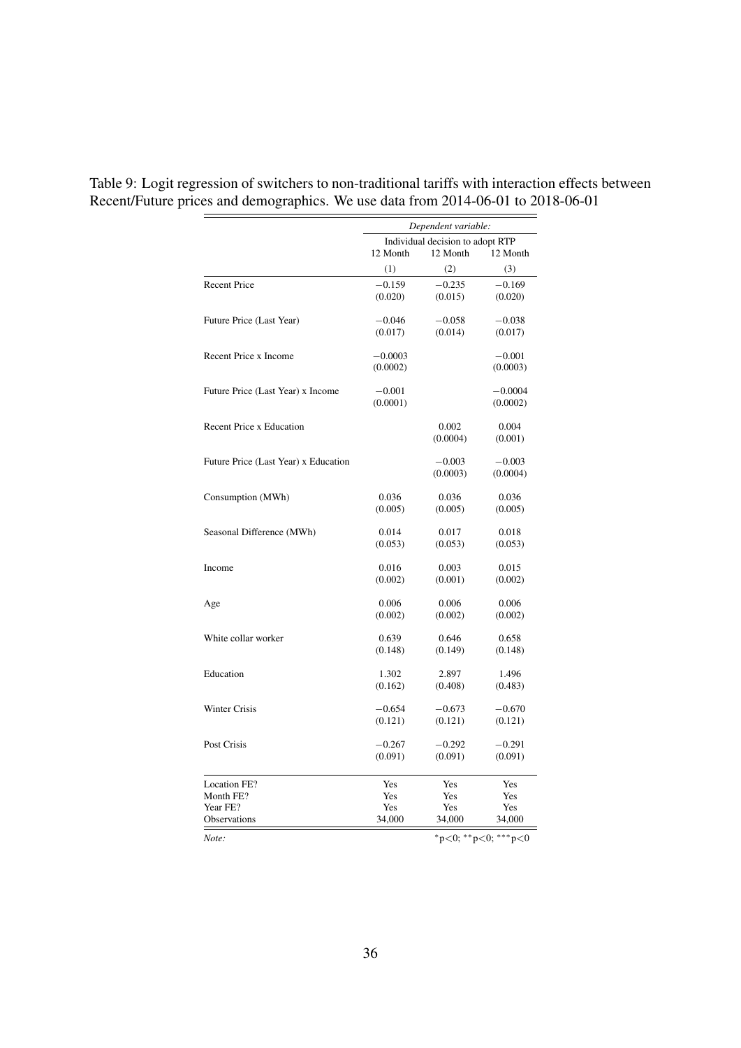Table 9: Logit regression of switchers to non-traditional tariffs with interaction effects between Recent/Future prices and demographics. We use data from 2014-06-01 to 2018-06-01

| | *Dependent variable:* | | |
|---|---|---|---|
| | Individual decision to adopt RTP | | |
| | 12 Month | 12 Month | 12 Month |
| | (1) | (2) | (3) |
| Recent Price | −0.159 | −0.235 | −0.169 |
| | (0.020) | (0.015) | (0.020) |
| Future Price (Last Year) | −0.046 | −0.058 | −0.038 |
| | (0.017) | (0.014) | (0.017) |
| Recent Price x Income | −0.0003 | | −0.001 |
| | (0.0002) | | (0.0003) |
| Future Price (Last Year) x Income | −0.001 | | −0.0004 |
| | (0.0001) | | (0.0002) |
| Recent Price x Education | | 0.002 | 0.004 |
| | | (0.0004) | (0.001) |
| Future Price (Last Year) x Education | | −0.003 | −0.003 |
| | | (0.0003) | (0.0004) |
| Consumption (MWh) | 0.036 | 0.036 | 0.036 |
| | (0.005) | (0.005) | (0.005) |
| Seasonal Difference (MWh) | 0.014 | 0.017 | 0.018 |
| | (0.053) | (0.053) | (0.053) |
| Income | 0.016 | 0.003 | 0.015 |
| | (0.002) | (0.001) | (0.002) |
| Age | 0.006 | 0.006 | 0.006 |
| | (0.002) | (0.002) | (0.002) |
| White collar worker | 0.639 | 0.646 | 0.658 |
| | (0.148) | (0.149) | (0.148) |
| Education | 1.302 | 2.897 | 1.496 |
| | (0.162) | (0.408) | (0.483) |
| Winter Crisis | −0.654 | −0.673 | −0.670 |
| | (0.121) | (0.121) | (0.121) |
| Post Crisis | −0.267 | −0.292 | −0.291 |
| | (0.091) | (0.091) | (0.091) |
| Location FE? | Yes | Yes | Yes |
| Month FE? | Yes | Yes | Yes |
| Year FE? | Yes | Yes | Yes |
| Observations | 34,000 | 34,000 | 34,000 |

*Note:* *p<0; **p<0; ***p<0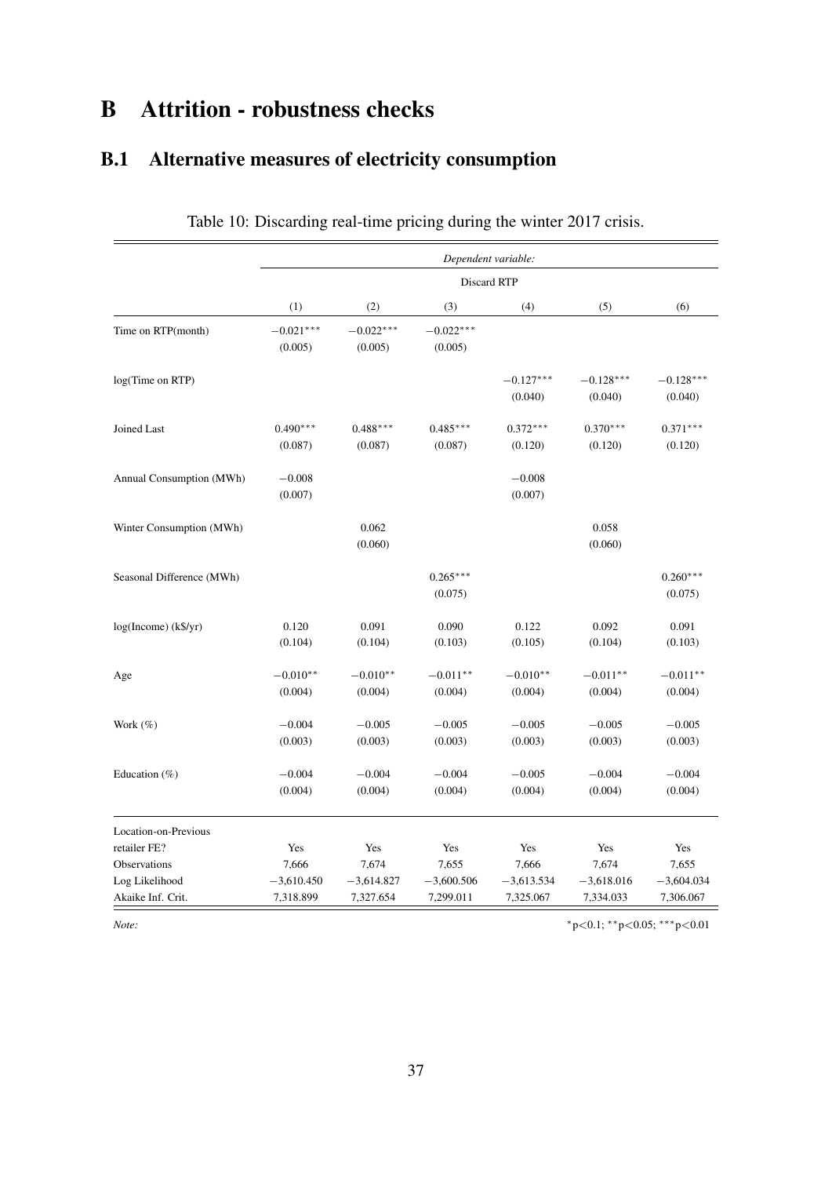# B Attrition - robustness checks

## B.1 Alternative measures of electricity consumption

Table 10: Discarding real-time pricing during the winter 2017 crisis.

| | *Dependent variable:* | | | | | |
|---|---|---|---|---|---|---|
| | Discard RTP | | | | | |
| | (1) | (2) | (3) | (4) | (5) | (6) |
| Time on RTP(month) | $-0.021^{***}$ | $-0.022^{***}$ | $-0.022^{***}$ | | | |
| | (0.005) | (0.005) | (0.005) | | | |
| log(Time on RTP) | | | | $-0.127^{***}$ | $-0.128^{***}$ | $-0.128^{***}$ |
| | | | | (0.040) | (0.040) | (0.040) |
| Joined Last | $0.490^{***}$ | $0.488^{***}$ | $0.485^{***}$ | $0.372^{***}$ | $0.370^{***}$ | $0.371^{***}$ |
| | (0.087) | (0.087) | (0.087) | (0.120) | (0.120) | (0.120) |
| Annual Consumption (MWh) | $-0.008$ | | | $-0.008$ | | |
| | (0.007) | | | (0.007) | | |
| Winter Consumption (MWh) | | 0.062 | | | 0.058 | |
| | | (0.060) | | | (0.060) | |
| Seasonal Difference (MWh) | | | $0.265^{***}$ | | | $0.260^{***}$ |
| | | | (0.075) | | | (0.075) |
| log(Income) (k$/yr) | 0.120 | 0.091 | 0.090 | 0.122 | 0.092 | 0.091 |
| | (0.104) | (0.104) | (0.103) | (0.105) | (0.104) | (0.103) |
| Age | $-0.010^{**}$ | $-0.010^{**}$ | $-0.011^{**}$ | $-0.010^{**}$ | $-0.011^{**}$ | $-0.011^{**}$ |
| | (0.004) | (0.004) | (0.004) | (0.004) | (0.004) | (0.004) |
| Work (%) | $-0.004$ | $-0.005$ | $-0.005$ | $-0.005$ | $-0.005$ | $-0.005$ |
| | (0.003) | (0.003) | (0.003) | (0.003) | (0.003) | (0.003) |
| Education (%) | $-0.004$ | $-0.004$ | $-0.004$ | $-0.005$ | $-0.004$ | $-0.004$ |
| | (0.004) | (0.004) | (0.004) | (0.004) | (0.004) | (0.004) |
| Location-on-Previous retailer FE? | Yes | Yes | Yes | Yes | Yes | Yes |
| Observations | 7,666 | 7,674 | 7,655 | 7,666 | 7,674 | 7,655 |
| Log Likelihood | $-3,610.450$ | $-3,614.827$ | $-3,600.506$ | $-3,613.534$ | $-3,618.016$ | $-3,604.034$ |
| Akaike Inf. Crit. | 7,318.899 | 7,327.654 | 7,299.011 | 7,325.067 | 7,334.033 | 7,306.067 |

*Note:* $^{*}$p<0.1; $^{**}$p<0.05; $^{***}$p<0.01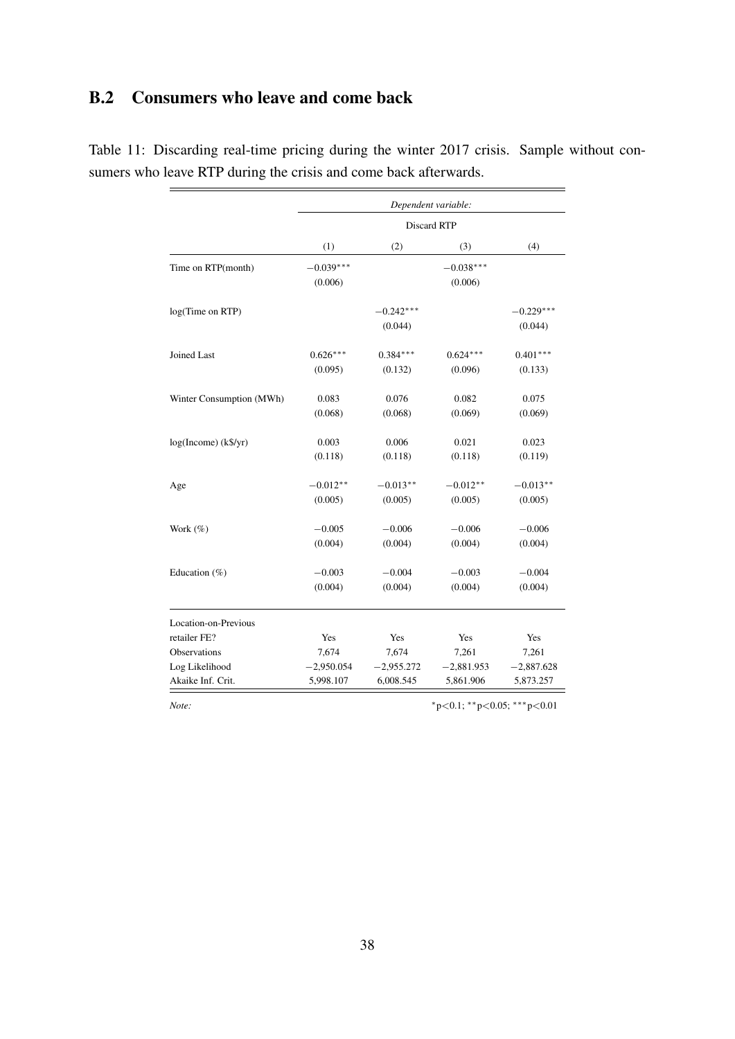## B.2 Consumers who leave and come back

Table 11: Discarding real-time pricing during the winter 2017 crisis. Sample without consumers who leave RTP during the crisis and come back afterwards.

| | *Dependent variable:* | | | |
|---|---|---|---|---|
| | Discard RTP | | | |
| | (1) | (2) | (3) | (4) |
| Time on RTP(month) | $-0.039^{***}$ | | $-0.038^{***}$ | |
| | (0.006) | | (0.006) | |
| log(Time on RTP) | | $-0.242^{***}$ | | $-0.229^{***}$ |
| | | (0.044) | | (0.044) |
| Joined Last | $0.626^{***}$ | $0.384^{***}$ | $0.624^{***}$ | $0.401^{***}$ |
| | (0.095) | (0.132) | (0.096) | (0.133) |
| Winter Consumption (MWh) | 0.083 | 0.076 | 0.082 | 0.075 |
| | (0.068) | (0.068) | (0.069) | (0.069) |
| log(Income) (k$/yr) | 0.003 | 0.006 | 0.021 | 0.023 |
| | (0.118) | (0.118) | (0.118) | (0.119) |
| Age | $-0.012^{**}$ | $-0.013^{**}$ | $-0.012^{**}$ | $-0.013^{**}$ |
| | (0.005) | (0.005) | (0.005) | (0.005) |
| Work (%) | $-0.005$ | $-0.006$ | $-0.006$ | $-0.006$ |
| | (0.004) | (0.004) | (0.004) | (0.004) |
| Education (%) | $-0.003$ | $-0.004$ | $-0.003$ | $-0.004$ |
| | (0.004) | (0.004) | (0.004) | (0.004) |
| Location-on-Previous retailer FE? | Yes | Yes | Yes | Yes |
| Observations | 7,674 | 7,674 | 7,261 | 7,261 |
| Log Likelihood | $-2,950.054$ | $-2,955.272$ | $-2,881.953$ | $-2,887.628$ |
| Akaike Inf. Crit. | 5,998.107 | 6,008.545 | 5,861.906 | 5,873.257 |

*Note:* $^{*}$p<0.1; $^{**}$p<0.05; $^{***}$p<0.01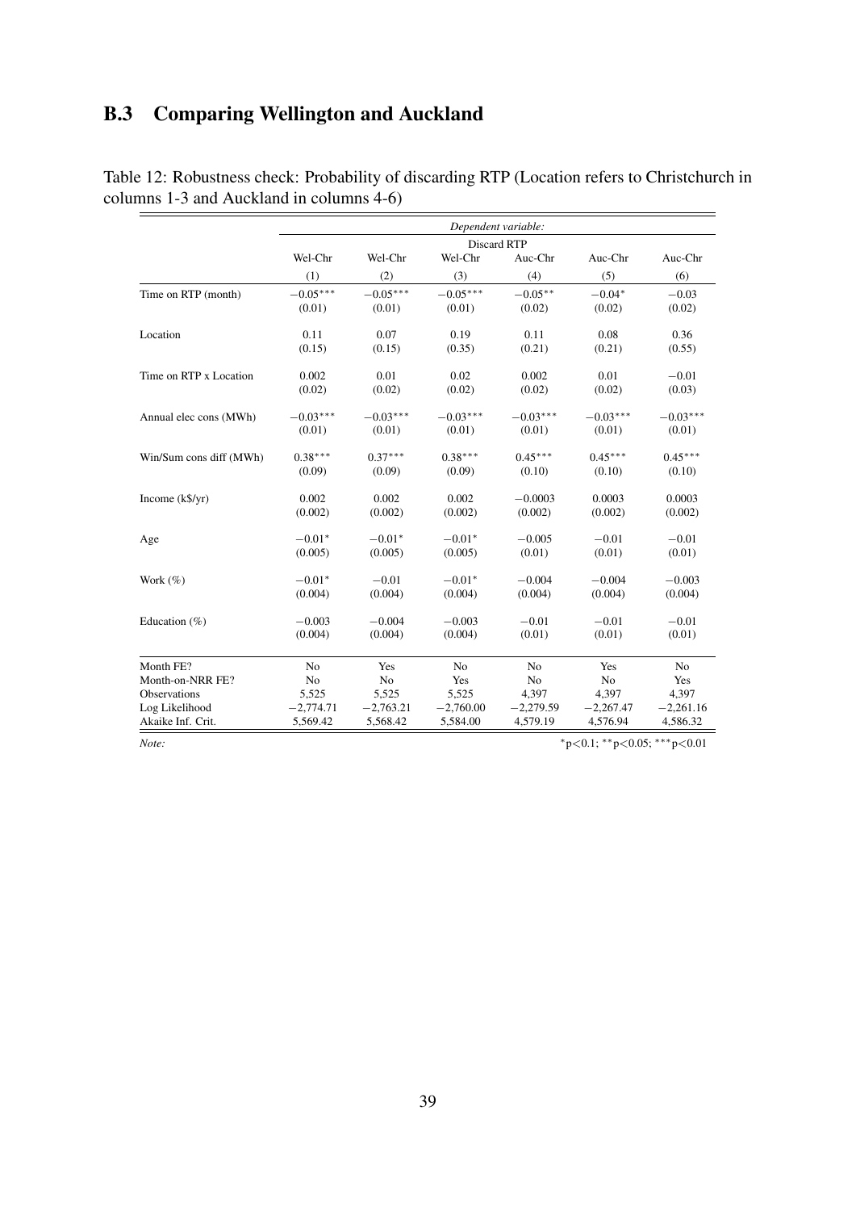## B.3 Comparing Wellington and Auckland

Table 12: Robustness check: Probability of discarding RTP (Location refers to Christchurch in columns 1-3 and Auckland in columns 4-6)

| | *Dependent variable:* | | | | | |
|---|---|---|---|---|---|---|
| | Discard RTP | | | | | |
| | Wel-Chr | Wel-Chr | Wel-Chr | Auc-Chr | Auc-Chr | Auc-Chr |
| | (1) | (2) | (3) | (4) | (5) | (6) |
| Time on RTP (month) | $-0.05^{***}$ | $-0.05^{***}$ | $-0.05^{***}$ | $-0.05^{**}$ | $-0.04^{*}$ | $-0.03$ |
| | (0.01) | (0.01) | (0.01) | (0.02) | (0.02) | (0.02) |
| Location | 0.11 | 0.07 | 0.19 | 0.11 | 0.08 | 0.36 |
| | (0.15) | (0.15) | (0.35) | (0.21) | (0.21) | (0.55) |
| Time on RTP x Location | 0.002 | 0.01 | 0.02 | 0.002 | 0.01 | $-0.01$ |
| | (0.02) | (0.02) | (0.02) | (0.02) | (0.02) | (0.03) |
| Annual elec cons (MWh) | $-0.03^{***}$ | $-0.03^{***}$ | $-0.03^{***}$ | $-0.03^{***}$ | $-0.03^{***}$ | $-0.03^{***}$ |
| | (0.01) | (0.01) | (0.01) | (0.01) | (0.01) | (0.01) |
| Win/Sum cons diff (MWh) | $0.38^{***}$ | $0.37^{***}$ | $0.38^{***}$ | $0.45^{***}$ | $0.45^{***}$ | $0.45^{***}$ |
| | (0.09) | (0.09) | (0.09) | (0.10) | (0.10) | (0.10) |
| Income (k$/yr) | 0.002 | 0.002 | 0.002 | $-0.0003$ | 0.0003 | 0.0003 |
| | (0.002) | (0.002) | (0.002) | (0.002) | (0.002) | (0.002) |
| Age | $-0.01^{*}$ | $-0.01^{*}$ | $-0.01^{*}$ | $-0.005$ | $-0.01$ | $-0.01$ |
| | (0.005) | (0.005) | (0.005) | (0.01) | (0.01) | (0.01) |
| Work (%) | $-0.01^{*}$ | $-0.01$ | $-0.01^{*}$ | $-0.004$ | $-0.004$ | $-0.003$ |
| | (0.004) | (0.004) | (0.004) | (0.004) | (0.004) | (0.004) |
| Education (%) | $-0.003$ | $-0.004$ | $-0.003$ | $-0.01$ | $-0.01$ | $-0.01$ |
| | (0.004) | (0.004) | (0.004) | (0.01) | (0.01) | (0.01) |
| Month FE? | No | Yes | No | No | Yes | No |
| Month-on-NRR FE? | No | No | Yes | No | No | Yes |
| Observations | 5,525 | 5,525 | 5,525 | 4,397 | 4,397 | 4,397 |
| Log Likelihood | $-2,774.71$ | $-2,763.21$ | $-2,760.00$ | $-2,279.59$ | $-2,267.47$ | $-2,261.16$ |
| Akaike Inf. Crit. | 5,569.42 | 5,568.42 | 5,584.00 | 4,579.19 | 4,576.94 | 4,586.32 |

*Note:* $^{*}$p<0.1; $^{**}$p<0.05; $^{***}$p<0.01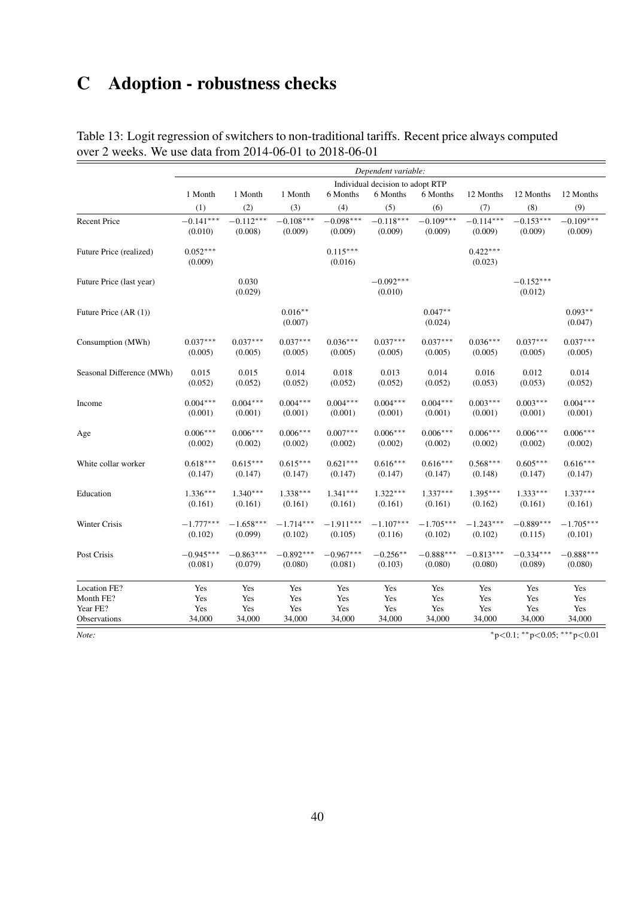# C Adoption - robustness checks

Table 13: Logit regression of switchers to non-traditional tariffs. Recent price always computed over 2 weeks. We use data from 2014-06-01 to 2018-06-01

| | *Dependent variable:* | | | | | | | | |
|---|---|---|---|---|---|---|---|---|---|
| | Individual decision to adopt RTP | | | | | | | | |
| | 1 Month | 1 Month | 1 Month | 6 Months | 6 Months | 6 Months | 12 Months | 12 Months | 12 Months |
| | (1) | (2) | (3) | (4) | (5) | (6) | (7) | (8) | (9) |
| Recent Price | $-0.141^{***}$ | $-0.112^{***}$ | $-0.108^{***}$ | $-0.098^{***}$ | $-0.118^{***}$ | $-0.109^{***}$ | $-0.114^{***}$ | $-0.153^{***}$ | $-0.109^{***}$ |
| | (0.010) | (0.008) | (0.009) | (0.009) | (0.009) | (0.009) | (0.009) | (0.009) | (0.009) |
| Future Price (realized) | $0.052^{***}$ | | | $0.115^{***}$ | | | $0.422^{***}$ | | |
| | (0.009) | | | (0.016) | | | (0.023) | | |
| Future Price (last year) | | 0.030 | | | $-0.092^{***}$ | | | $-0.152^{***}$ | |
| | | (0.029) | | | (0.010) | | | (0.012) | |
| Future Price (AR (1)) | | | $0.016^{**}$ | | | $0.047^{**}$ | | | $0.093^{**}$ |
| | | | (0.007) | | | (0.024) | | | (0.047) |
| Consumption (MWh) | $0.037^{***}$ | $0.037^{***}$ | $0.037^{***}$ | $0.036^{***}$ | $0.037^{***}$ | $0.037^{***}$ | $0.036^{***}$ | $0.037^{***}$ | $0.037^{***}$ |
| | (0.005) | (0.005) | (0.005) | (0.005) | (0.005) | (0.005) | (0.005) | (0.005) | (0.005) |
| Seasonal Difference (MWh) | 0.015 | 0.015 | 0.014 | 0.018 | 0.013 | 0.014 | 0.016 | 0.012 | 0.014 |
| | (0.052) | (0.052) | (0.052) | (0.052) | (0.052) | (0.052) | (0.053) | (0.053) | (0.052) |
| Income | $0.004^{***}$ | $0.004^{***}$ | $0.004^{***}$ | $0.004^{***}$ | $0.004^{***}$ | $0.004^{***}$ | $0.003^{***}$ | $0.003^{***}$ | $0.004^{***}$ |
| | (0.001) | (0.001) | (0.001) | (0.001) | (0.001) | (0.001) | (0.001) | (0.001) | (0.001) |
| Age | $0.006^{***}$ | $0.006^{***}$ | $0.006^{***}$ | $0.007^{***}$ | $0.006^{***}$ | $0.006^{***}$ | $0.006^{***}$ | $0.006^{***}$ | $0.006^{***}$ |
| | (0.002) | (0.002) | (0.002) | (0.002) | (0.002) | (0.002) | (0.002) | (0.002) | (0.002) |
| White collar worker | $0.618^{***}$ | $0.615^{***}$ | $0.615^{***}$ | $0.621^{***}$ | $0.616^{***}$ | $0.616^{***}$ | $0.568^{***}$ | $0.605^{***}$ | $0.616^{***}$ |
| | (0.147) | (0.147) | (0.147) | (0.147) | (0.147) | (0.147) | (0.148) | (0.147) | (0.147) |
| Education | $1.336^{***}$ | $1.340^{***}$ | $1.338^{***}$ | $1.341^{***}$ | $1.322^{***}$ | $1.337^{***}$ | $1.395^{***}$ | $1.333^{***}$ | $1.337^{***}$ |
| | (0.161) | (0.161) | (0.161) | (0.161) | (0.161) | (0.161) | (0.162) | (0.161) | (0.161) |
| Winter Crisis | $-1.777^{***}$ | $-1.658^{***}$ | $-1.714^{***}$ | $-1.911^{***}$ | $-1.107^{***}$ | $-1.705^{***}$ | $-1.243^{***}$ | $-0.889^{***}$ | $-1.705^{***}$ |
| | (0.102) | (0.099) | (0.102) | (0.105) | (0.116) | (0.102) | (0.102) | (0.115) | (0.101) |
| Post Crisis | $-0.945^{***}$ | $-0.863^{***}$ | $-0.892^{***}$ | $-0.967^{***}$ | $-0.256^{**}$ | $-0.888^{***}$ | $-0.813^{***}$ | $-0.334^{***}$ | $-0.888^{***}$ |
| | (0.081) | (0.079) | (0.080) | (0.081) | (0.103) | (0.080) | (0.080) | (0.089) | (0.080) |
| Location FE? | Yes | Yes | Yes | Yes | Yes | Yes | Yes | Yes | Yes |
| Month FE? | Yes | Yes | Yes | Yes | Yes | Yes | Yes | Yes | Yes |
| Year FE? | Yes | Yes | Yes | Yes | Yes | Yes | Yes | Yes | Yes |
| Observations | 34,000 | 34,000 | 34,000 | 34,000 | 34,000 | 34,000 | 34,000 | 34,000 | 34,000 |

*Note:* $^{*}$p<0.1; $^{**}$p<0.05; $^{***}$p<0.01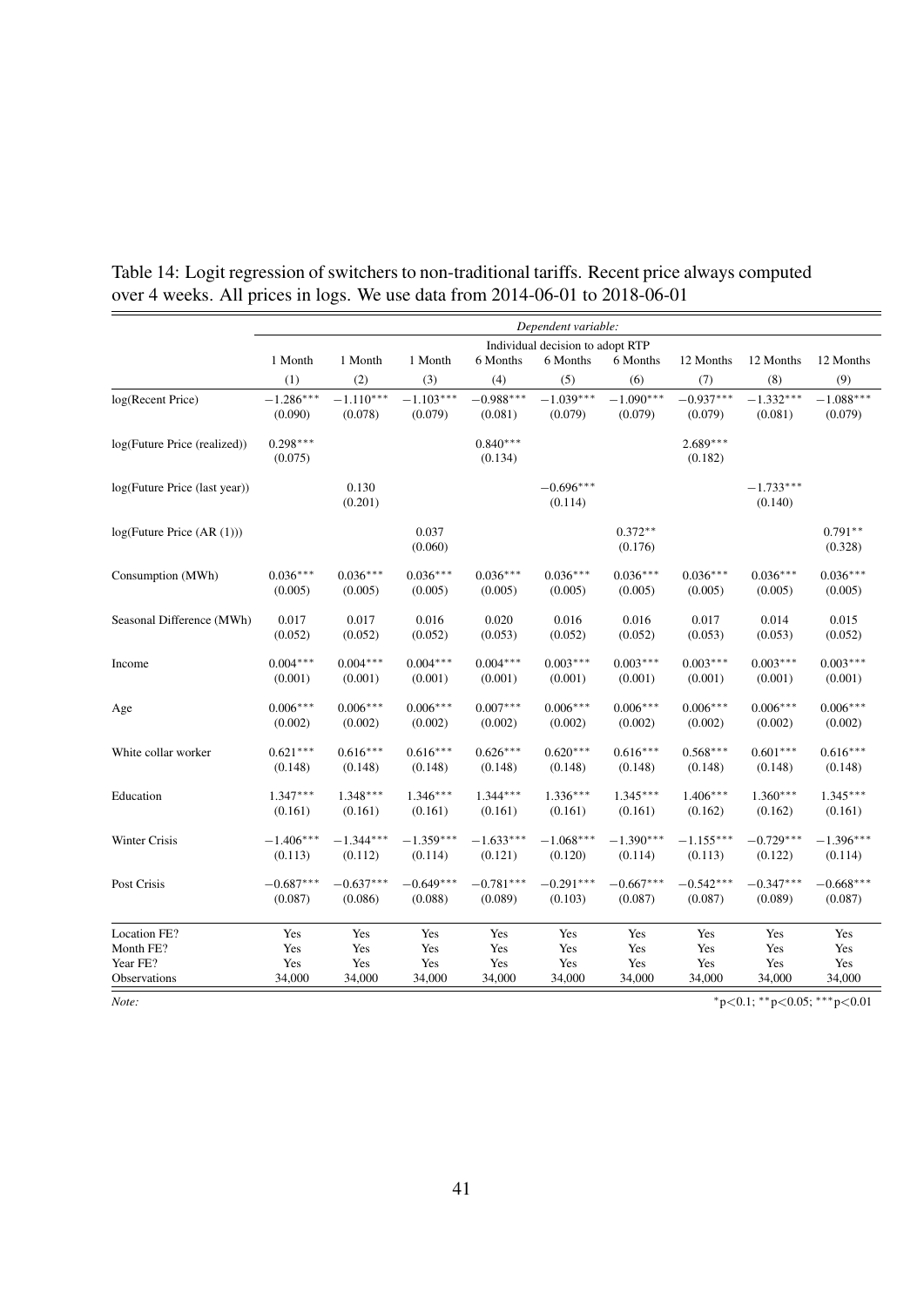Table 14: Logit regression of switchers to non-traditional tariffs. Recent price always computed over 4 weeks. All prices in logs. We use data from 2014-06-01 to 2018-06-01

| | *Dependent variable:* | | | | | | | | |
|---|---|---|---|---|---|---|---|---|---|
| | Individual decision to adopt RTP | | | | | | | | |
| | 1 Month | 1 Month | 1 Month | 6 Months | 6 Months | 6 Months | 12 Months | 12 Months | 12 Months |
| | (1) | (2) | (3) | (4) | (5) | (6) | (7) | (8) | (9) |
| log(Recent Price) | $-1.286^{***}$ | $-1.110^{***}$ | $-1.103^{***}$ | $-0.988^{***}$ | $-1.039^{***}$ | $-1.090^{***}$ | $-0.937^{***}$ | $-1.332^{***}$ | $-1.088^{***}$ |
| | (0.090) | (0.078) | (0.079) | (0.081) | (0.079) | (0.079) | (0.079) | (0.081) | (0.079) |
| log(Future Price (realized)) | $0.298^{***}$ | | | $0.840^{***}$ | | | $2.689^{***}$ | | |
| | (0.075) | | | (0.134) | | | (0.182) | | |
| log(Future Price (last year)) | | 0.130 | | | $-0.696^{***}$ | | | $-1.733^{***}$ | |
| | | (0.201) | | | (0.114) | | | (0.140) | |
| log(Future Price (AR (1))) | | | 0.037 | | | $0.372^{**}$ | | | $0.791^{**}$ |
| | | | (0.060) | | | (0.176) | | | (0.328) |
| Consumption (MWh) | $0.036^{***}$ | $0.036^{***}$ | $0.036^{***}$ | $0.036^{***}$ | $0.036^{***}$ | $0.036^{***}$ | $0.036^{***}$ | $0.036^{***}$ | $0.036^{***}$ |
| | (0.005) | (0.005) | (0.005) | (0.005) | (0.005) | (0.005) | (0.005) | (0.005) | (0.005) |
| Seasonal Difference (MWh) | 0.017 | 0.017 | 0.016 | 0.020 | 0.016 | 0.016 | 0.017 | 0.014 | 0.015 |
| | (0.052) | (0.052) | (0.052) | (0.053) | (0.052) | (0.052) | (0.053) | (0.053) | (0.052) |
| Income | $0.004^{***}$ | $0.004^{***}$ | $0.004^{***}$ | $0.004^{***}$ | $0.003^{***}$ | $0.003^{***}$ | $0.003^{***}$ | $0.003^{***}$ | $0.003^{***}$ |
| | (0.001) | (0.001) | (0.001) | (0.001) | (0.001) | (0.001) | (0.001) | (0.001) | (0.001) |
| Age | $0.006^{***}$ | $0.006^{***}$ | $0.006^{***}$ | $0.007^{***}$ | $0.006^{***}$ | $0.006^{***}$ | $0.006^{***}$ | $0.006^{***}$ | $0.006^{***}$ |
| | (0.002) | (0.002) | (0.002) | (0.002) | (0.002) | (0.002) | (0.002) | (0.002) | (0.002) |
| White collar worker | $0.621^{***}$ | $0.616^{***}$ | $0.616^{***}$ | $0.626^{***}$ | $0.620^{***}$ | $0.616^{***}$ | $0.568^{***}$ | $0.601^{***}$ | $0.616^{***}$ |
| | (0.148) | (0.148) | (0.148) | (0.148) | (0.148) | (0.148) | (0.148) | (0.148) | (0.148) |
| Education | $1.347^{***}$ | $1.348^{***}$ | $1.346^{***}$ | $1.344^{***}$ | $1.336^{***}$ | $1.345^{***}$ | $1.406^{***}$ | $1.360^{***}$ | $1.345^{***}$ |
| | (0.161) | (0.161) | (0.161) | (0.161) | (0.161) | (0.161) | (0.162) | (0.162) | (0.161) |
| Winter Crisis | $-1.406^{***}$ | $-1.344^{***}$ | $-1.359^{***}$ | $-1.633^{***}$ | $-1.068^{***}$ | $-1.390^{***}$ | $-1.155^{***}$ | $-0.729^{***}$ | $-1.396^{***}$ |
| | (0.113) | (0.112) | (0.114) | (0.121) | (0.120) | (0.114) | (0.113) | (0.122) | (0.114) |
| Post Crisis | $-0.687^{***}$ | $-0.637^{***}$ | $-0.649^{***}$ | $-0.781^{***}$ | $-0.291^{***}$ | $-0.667^{***}$ | $-0.542^{***}$ | $-0.347^{***}$ | $-0.668^{***}$ |
| | (0.087) | (0.086) | (0.088) | (0.089) | (0.103) | (0.087) | (0.087) | (0.089) | (0.087) |
| Location FE? | Yes | Yes | Yes | Yes | Yes | Yes | Yes | Yes | Yes |
| Month FE? | Yes | Yes | Yes | Yes | Yes | Yes | Yes | Yes | Yes |
| Year FE? | Yes | Yes | Yes | Yes | Yes | Yes | Yes | Yes | Yes |
| Observations | 34,000 | 34,000 | 34,000 | 34,000 | 34,000 | 34,000 | 34,000 | 34,000 | 34,000 |

*Note:* $^{*}$p<0.1; $^{**}$p<0.05; $^{***}$p<0.01